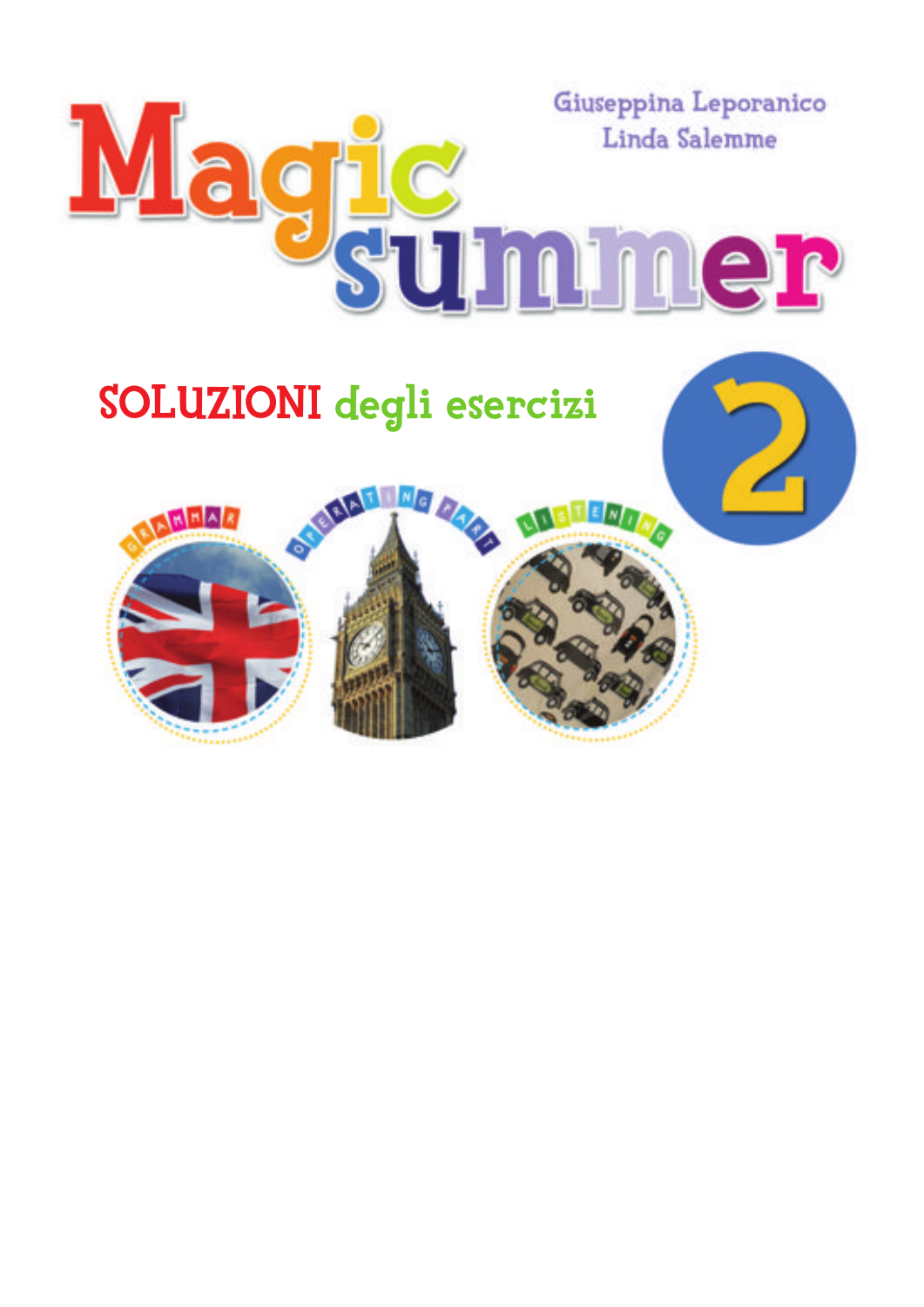# Magic summer

Giuseppina Leporanico
Linda Salemme

## SOLUZIONI degli esercizi

2

GRAMMAR

OPERATING PART

LISTENING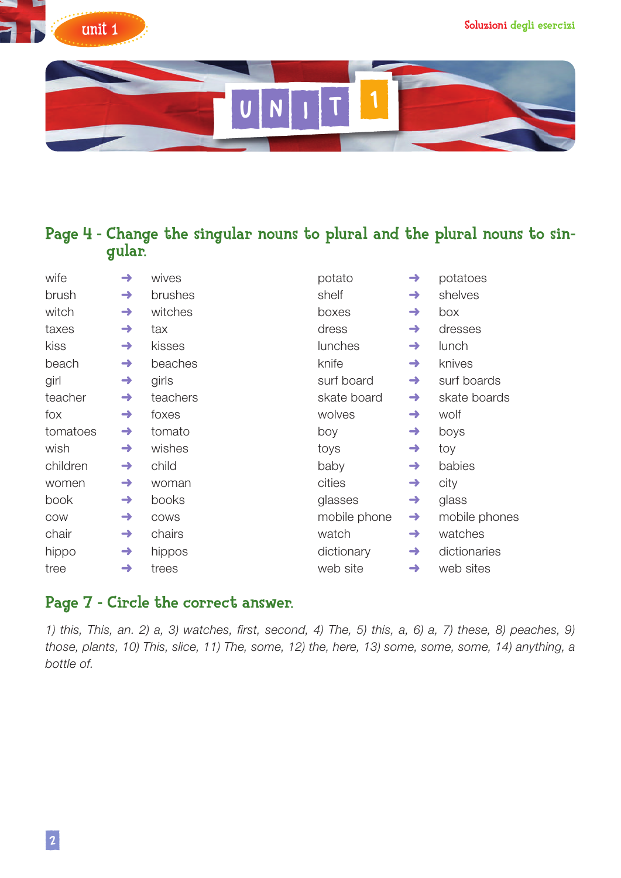# UNIT 1

## Page 4 - Change the singular nouns to plural and the plural nouns to singular.

| | | | | | |
|---|---|---|---|---|---|
| wife | ➜ | wives | potato | ➜ | potatoes |
| brush | ➜ | brushes | shelf | ➜ | shelves |
| witch | ➜ | witches | boxes | ➜ | box |
| taxes | ➜ | tax | dress | ➜ | dresses |
| kiss | ➜ | kisses | lunches | ➜ | lunch |
| beach | ➜ | beaches | knife | ➜ | knives |
| girl | ➜ | girls | surf board | ➜ | surf boards |
| teacher | ➜ | teachers | skate board | ➜ | skate boards |
| fox | ➜ | foxes | wolves | ➜ | wolf |
| tomatoes | ➜ | tomato | boy | ➜ | boys |
| wish | ➜ | wishes | toys | ➜ | toy |
| children | ➜ | child | baby | ➜ | babies |
| women | ➜ | woman | cities | ➜ | city |
| book | ➜ | books | glasses | ➜ | glass |
| cow | ➜ | cows | mobile phone | ➜ | mobile phones |
| chair | ➜ | chairs | watch | ➜ | watches |
| hippo | ➜ | hippos | dictionary | ➜ | dictionaries |
| tree | ➜ | trees | web site | ➜ | web sites |

## Page 7 - Circle the correct answer.

*1) this, This, an. 2) a, 3) watches, first, second, 4) The, 5) this, a, 6) a, 7) these, 8) peaches, 9) those, plants, 10) This, slice, 11) The, some, 12) the, here, 13) some, some, some, 14) anything, a bottle of.*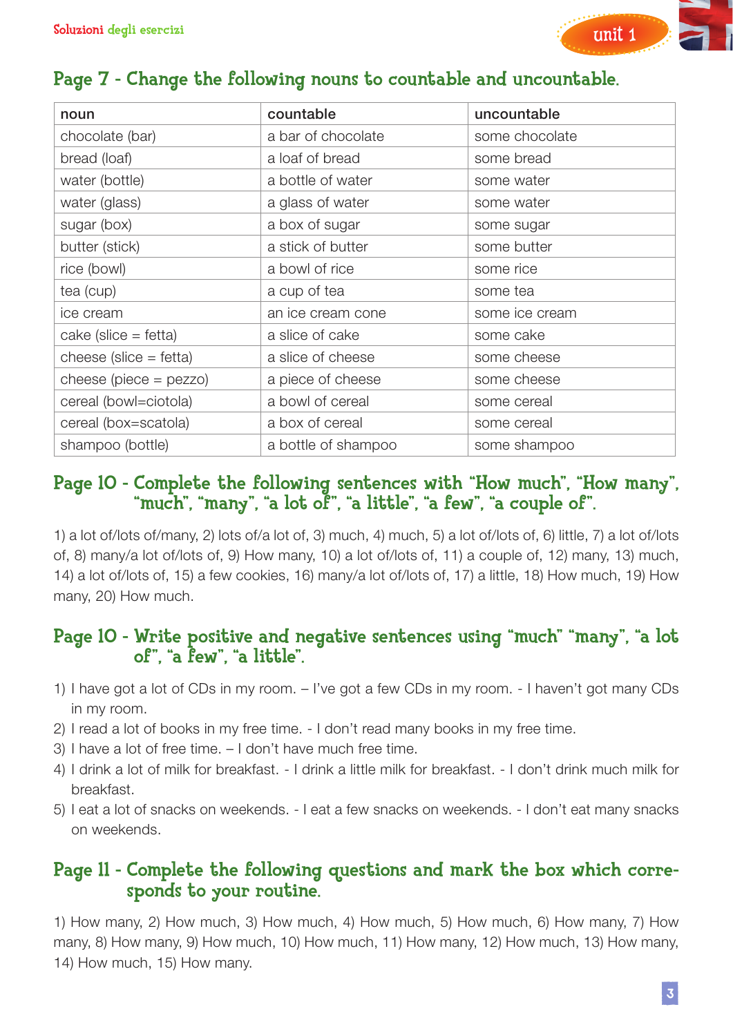## Page 7 - Change the following nouns to countable and uncountable.

| noun | countable | uncountable |
|---|---|---|
| chocolate (bar) | a bar of chocolate | some chocolate |
| bread (loaf) | a loaf of bread | some bread |
| water (bottle) | a bottle of water | some water |
| water (glass) | a glass of water | some water |
| sugar (box) | a box of sugar | some sugar |
| butter (stick) | a stick of butter | some butter |
| rice (bowl) | a bowl of rice | some rice |
| tea (cup) | a cup of tea | some tea |
| ice cream | an ice cream cone | some ice cream |
| cake (slice = fetta) | a slice of cake | some cake |
| cheese (slice = fetta) | a slice of cheese | some cheese |
| cheese (piece = pezzo) | a piece of cheese | some cheese |
| cereal (bowl=ciotola) | a bowl of cereal | some cereal |
| cereal (box=scatola) | a box of cereal | some cereal |
| shampoo (bottle) | a bottle of shampoo | some shampoo |

## Page 10 - Complete the following sentences with "How much", "How many", "much", "many", "a lot of", "a little", "a few", "a couple of".

1) a lot of/lots of/many, 2) lots of/a lot of, 3) much, 4) much, 5) a lot of/lots of, 6) little, 7) a lot of/lots of, 8) many/a lot of/lots of, 9) How many, 10) a lot of/lots of, 11) a couple of, 12) many, 13) much, 14) a lot of/lots of, 15) a few cookies, 16) many/a lot of/lots of, 17) a little, 18) How much, 19) How many, 20) How much.

## Page 10 - Write positive and negative sentences using "much" "many", "a lot of", "a few", "a little".

1) I have got a lot of CDs in my room. – I've got a few CDs in my room. - I haven't got many CDs in my room.
2) I read a lot of books in my free time. - I don't read many books in my free time.
3) I have a lot of free time. – I don't have much free time.
4) I drink a lot of milk for breakfast. - I drink a little milk for breakfast. - I don't drink much milk for breakfast.
5) I eat a lot of snacks on weekends. - I eat a few snacks on weekends. - I don't eat many snacks on weekends.

## Page 11 - Complete the following questions and mark the box which corresponds to your routine.

1) How many, 2) How much, 3) How much, 4) How much, 5) How much, 6) How many, 7) How many, 8) How many, 9) How much, 10) How much, 11) How many, 12) How much, 13) How many, 14) How much, 15) How many.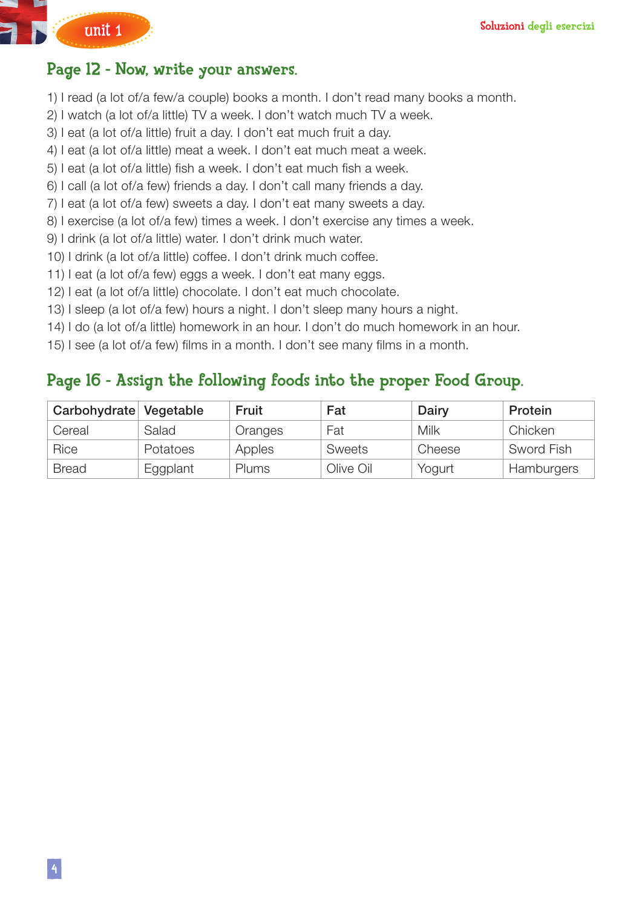## Page 12 - Now, write your answers.

1) I read (a lot of/a few/a couple) books a month. I don't read many books a month.
2) I watch (a lot of/a little) TV a week. I don't watch much TV a week.
3) I eat (a lot of/a little) fruit a day. I don't eat much fruit a day.
4) I eat (a lot of/a little) meat a week. I don't eat much meat a week.
5) I eat (a lot of/a little) fish a week. I don't eat much fish a week.
6) I call (a lot of/a few) friends a day. I don't call many friends a day.
7) I eat (a lot of/a few) sweets a day. I don't eat many sweets a day.
8) I exercise (a lot of/a few) times a week. I don't exercise any times a week.
9) I drink (a lot of/a little) water. I don't drink much water.
10) I drink (a lot of/a little) coffee. I don't drink much coffee.
11) I eat (a lot of/a few) eggs a week. I don't eat many eggs.
12) I eat (a lot of/a little) chocolate. I don't eat much chocolate.
13) I sleep (a lot of/a few) hours a night. I don't sleep many hours a night.
14) I do (a lot of/a little) homework in an hour. I don't do much homework in an hour.
15) I see (a lot of/a few) films in a month. I don't see many films in a month.

## Page 16 - Assign the following foods into the proper Food Group.

| Carbohydrate | Vegetable | Fruit | Fat | Dairy | Protein |
|---|---|---|---|---|---|
| Cereal | Salad | Oranges | Fat | Milk | Chicken |
| Rice | Potatoes | Apples | Sweets | Cheese | Sword Fish |
| Bread | Eggplant | Plums | Olive Oil | Yogurt | Hamburgers |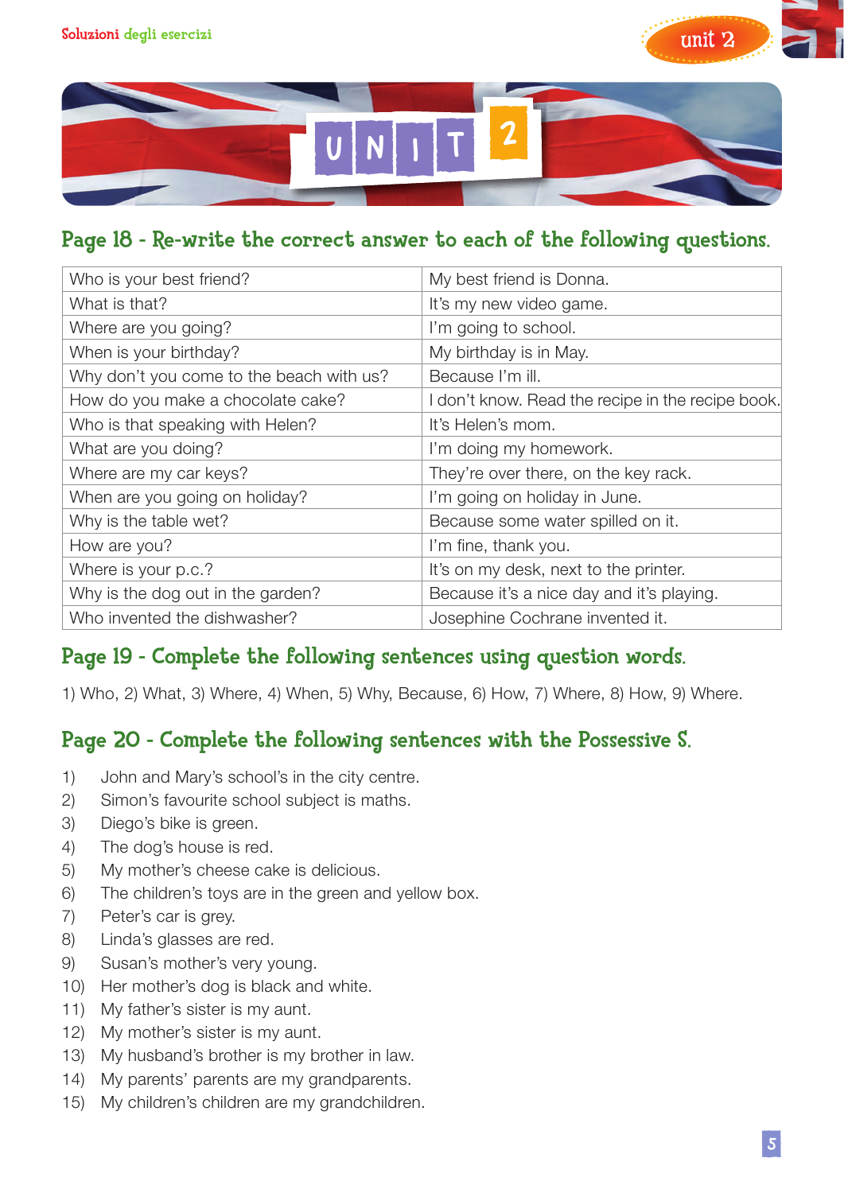# UNIT 2

## Page 18 - Re-write the correct answer to each of the following questions.

| | |
|---|---|
| Who is your best friend? | My best friend is Donna. |
| What is that? | It's my new video game. |
| Where are you going? | I'm going to school. |
| When is your birthday? | My birthday is in May. |
| Why don't you come to the beach with us? | Because I'm ill. |
| How do you make a chocolate cake? | I don't know. Read the recipe in the recipe book. |
| Who is that speaking with Helen? | It's Helen's mom. |
| What are you doing? | I'm doing my homework. |
| Where are my car keys? | They're over there, on the key rack. |
| When are you going on holiday? | I'm going on holiday in June. |
| Why is the table wet? | Because some water spilled on it. |
| How are you? | I'm fine, thank you. |
| Where is your p.c.? | It's on my desk, next to the printer. |
| Why is the dog out in the garden? | Because it's a nice day and it's playing. |
| Who invented the dishwasher? | Josephine Cochrane invented it. |

## Page 19 - Complete the following sentences using question words.

1) Who, 2) What, 3) Where, 4) When, 5) Why, Because, 6) How, 7) Where, 8) How, 9) Where.

## Page 20 - Complete the following sentences with the Possessive S.

1) John and Mary's school's in the city centre.
2) Simon's favourite school subject is maths.
3) Diego's bike is green.
4) The dog's house is red.
5) My mother's cheese cake is delicious.
6) The children's toys are in the green and yellow box.
7) Peter's car is grey.
8) Linda's glasses are red.
9) Susan's mother's very young.
10) Her mother's dog is black and white.
11) My father's sister is my aunt.
12) My mother's sister is my aunt.
13) My husband's brother is my brother in law.
14) My parents' parents are my grandparents.
15) My children's children are my grandchildren.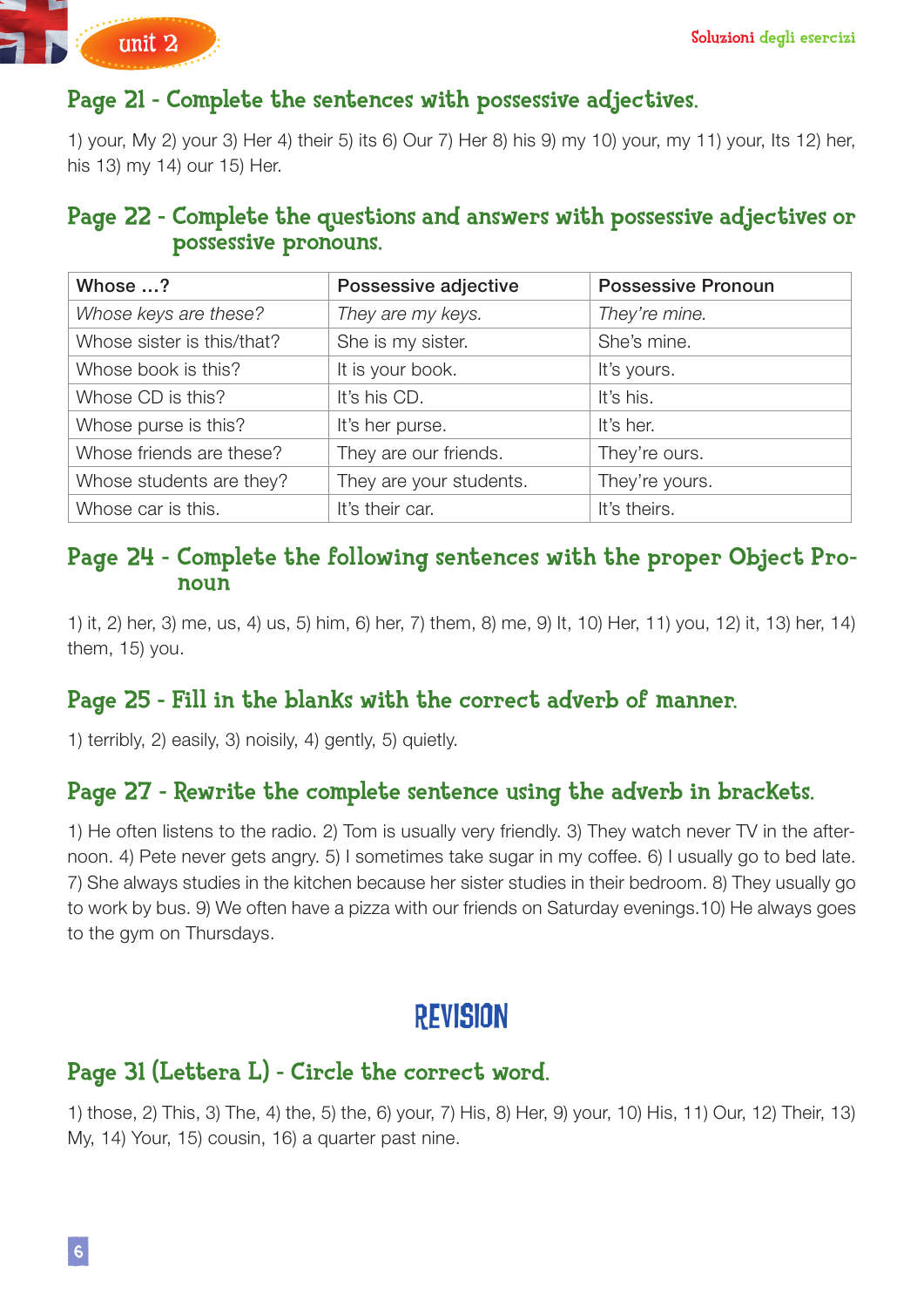## Page 21 - Complete the sentences with possessive adjectives.

1) your, My 2) your 3) Her 4) their 5) its 6) Our 7) Her 8) his 9) my 10) your, my 11) your, Its 12) her, his 13) my 14) our 15) Her.

## Page 22 - Complete the questions and answers with possessive adjectives or possessive pronouns.

| Whose ...? | Possessive adjective | Possessive Pronoun |
|---|---|---|
| *Whose keys are these?* | *They are my keys.* | *They're mine.* |
| Whose sister is this/that? | She is my sister. | She's mine. |
| Whose book is this? | It is your book. | It's yours. |
| Whose CD is this? | It's his CD. | It's his. |
| Whose purse is this? | It's her purse. | It's her. |
| Whose friends are these? | They are our friends. | They're ours. |
| Whose students are they? | They are your students. | They're yours. |
| Whose car is this. | It's their car. | It's theirs. |

## Page 24 - Complete the following sentences with the proper Object Pronoun

1) it, 2) her, 3) me, us, 4) us, 5) him, 6) her, 7) them, 8) me, 9) It, 10) Her, 11) you, 12) it, 13) her, 14) them, 15) you.

## Page 25 - Fill in the blanks with the correct adverb of manner.

1) terribly, 2) easily, 3) noisily, 4) gently, 5) quietly.

## Page 27 - Rewrite the complete sentence using the adverb in brackets.

1) He often listens to the radio. 2) Tom is usually very friendly. 3) They watch never TV in the afternoon. 4) Pete never gets angry. 5) I sometimes take sugar in my coffee. 6) I usually go to bed late. 7) She always studies in the kitchen because her sister studies in their bedroom. 8) They usually go to work by bus. 9) We often have a pizza with our friends on Saturday evenings.10) He always goes to the gym on Thursdays.

# REVISION

## Page 31 (Lettera L) - Circle the correct word.

1) those, 2) This, 3) The, 4) the, 5) the, 6) your, 7) His, 8) Her, 9) your, 10) His, 11) Our, 12) Their, 13) My, 14) Your, 15) cousin, 16) a quarter past nine.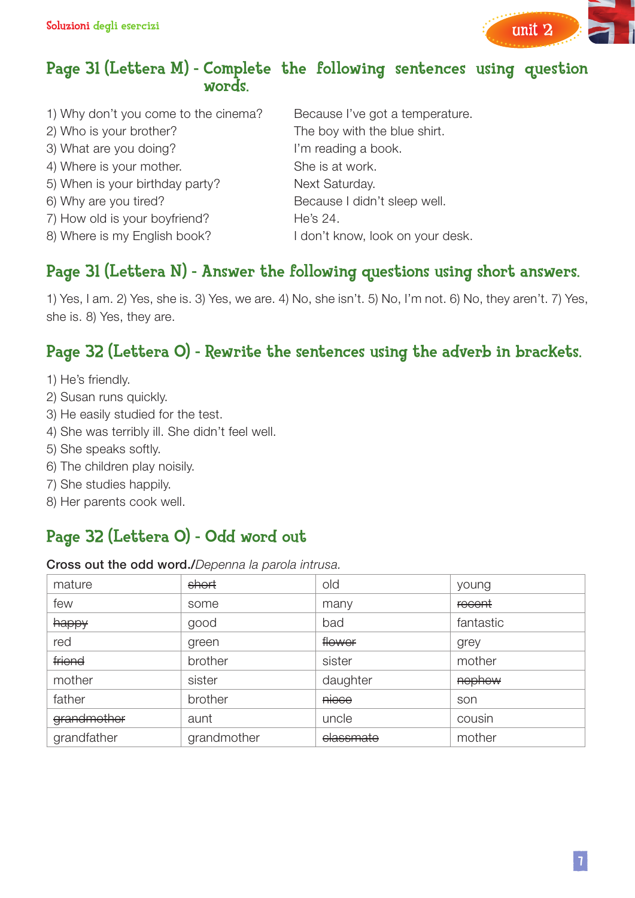## Page 31 (Lettera M) - Complete the following sentences using question words.

1) Why don't you come to the cinema? Because I've got a temperature.
2) Who is your brother? The boy with the blue shirt.
3) What are you doing? I'm reading a book.
4) Where is your mother. She is at work.
5) When is your birthday party? Next Saturday.
6) Why are you tired? Because I didn't sleep well.
7) How old is your boyfriend? He's 24.
8) Where is my English book? I don't know, look on your desk.

## Page 31 (Lettera N) - Answer the following questions using short answers.

1) Yes, I am. 2) Yes, she is. 3) Yes, we are. 4) No, she isn't. 5) No, I'm not. 6) No, they aren't. 7) Yes, she is. 8) Yes, they are.

## Page 32 (Lettera O) - Rewrite the sentences using the adverb in brackets.

1) He's friendly.
2) Susan runs quickly.
3) He easily studied for the test.
4) She was terribly ill. She didn't feel well.
5) She speaks softly.
6) The children play noisily.
7) She studies happily.
8) Her parents cook well.

## Page 32 (Lettera O) - Odd word out

**Cross out the odd word./***Depenna la parola intrusa.*

| | | | |
|---|---|---|---|
| mature | ~~short~~ | old | young |
| few | some | many | ~~recent~~ |
| ~~happy~~ | good | bad | fantastic |
| red | green | ~~flower~~ | grey |
| ~~friend~~ | brother | sister | mother |
| mother | sister | daughter | ~~nephew~~ |
| father | brother | ~~niece~~ | son |
| ~~grandmother~~ | aunt | uncle | cousin |
| grandfather | grandmother | ~~classmate~~ | mother |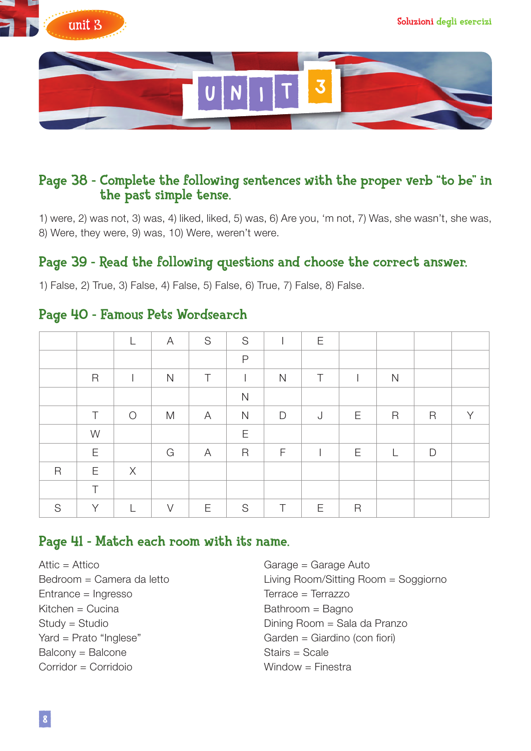# UNIT 3

## Page 38 - Complete the following sentences with the proper verb "to be" in the past simple tense.

1) were, 2) was not, 3) was, 4) liked, liked, 5) was, 6) Are you, 'm not, 7) Was, she wasn't, she was, 8) Were, they were, 9) was, 10) Were, weren't were.

## Page 39 - Read the following questions and choose the correct answer.

1) False, 2) True, 3) False, 4) False, 5) False, 6) True, 7) False, 8) False.

## Page 40 - Famous Pets Wordsearch

| | | | | | | | | | | | |
|---|---|---|---|---|---|---|---|---|---|---|---|
| | | L | A | S | S | I | E | | | | |
| | | | | | P | | | | | | |
| | R | I | N | T | I | N | T | I | N | | |
| | | | | | N | | | | | | |
| | T | O | M | A | N | D | J | E | R | R | Y |
| | W | | | | E | | | | | | |
| | E | | G | A | R | F | I | E | L | D | |
| R | E | X | | | | | | | | | |
| | T | | | | | | | | | | |
| S | Y | L | V | E | S | T | E | R | | | |

## Page 41 - Match each room with its name.

Attic = Attico
Bedroom = Camera da letto
Entrance = Ingresso
Kitchen = Cucina
Study = Studio
Yard = Prato "Inglese"
Balcony = Balcone
Corridor = Corridoio

Garage = Garage Auto
Living Room/Sitting Room = Soggiorno
Terrace = Terrazzo
Bathroom = Bagno
Dining Room = Sala da Pranzo
Garden = Giardino (con fiori)
Stairs = Scale
Window = Finestra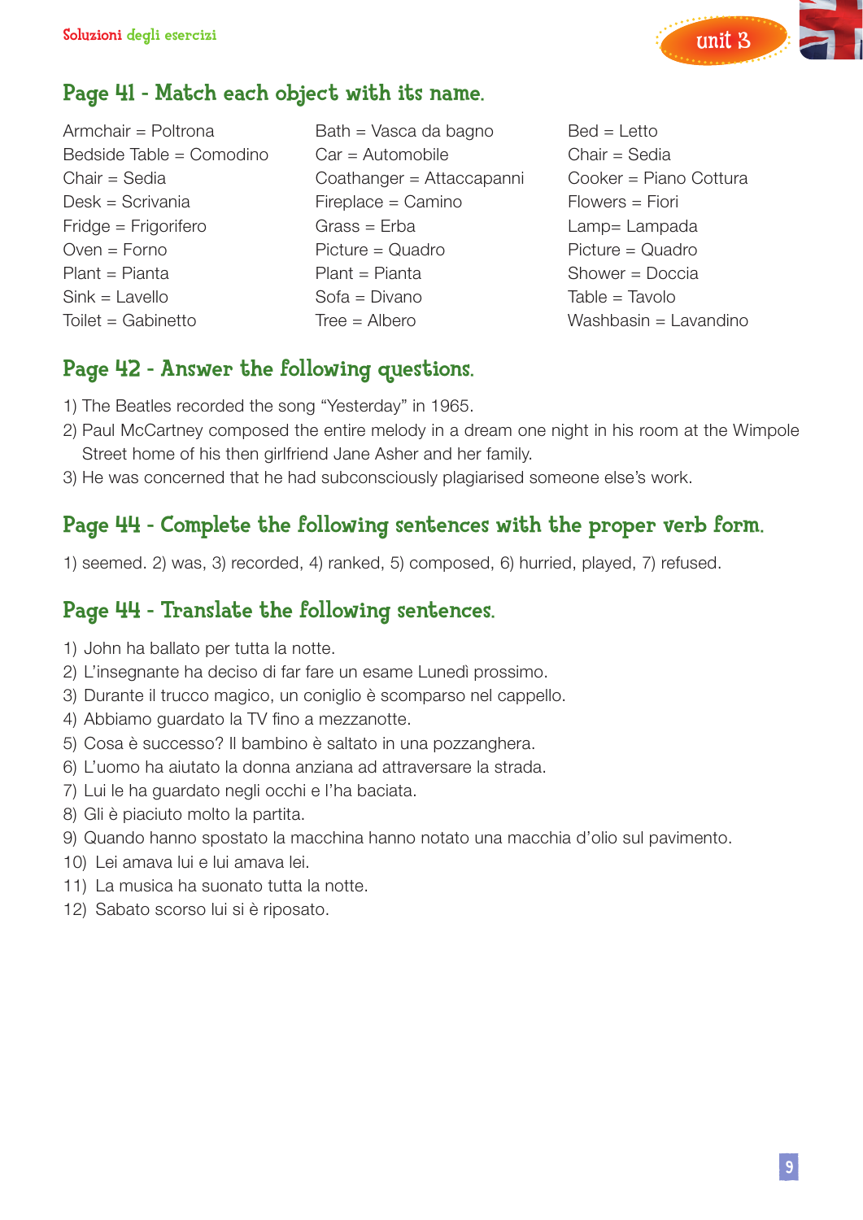## Page 41 - Match each object with its name.

Armchair = Poltrona
Bedside Table = Comodino
Chair = Sedia
Desk = Scrivania
Fridge = Frigorifero
Oven = Forno
Plant = Pianta
Sink = Lavello
Toilet = Gabinetto

Bath = Vasca da bagno
Car = Automobile
Coathanger = Attaccapanni
Fireplace = Camino
Grass = Erba
Picture = Quadro
Plant = Pianta
Sofa = Divano
Tree = Albero

Bed = Letto
Chair = Sedia
Cooker = Piano Cottura
Flowers = Fiori
Lamp= Lampada
Picture = Quadro
Shower = Doccia
Table = Tavolo
Washbasin = Lavandino

## Page 42 - Answer the following questions.

1) The Beatles recorded the song “Yesterday” in 1965.
2) Paul McCartney composed the entire melody in a dream one night in his room at the Wimpole Street home of his then girlfriend Jane Asher and her family.
3) He was concerned that he had subconsciously plagiarised someone else’s work.

## Page 44 - Complete the following sentences with the proper verb form.

1) seemed. 2) was, 3) recorded, 4) ranked, 5) composed, 6) hurried, played, 7) refused.

## Page 44 - Translate the following sentences.

1) John ha ballato per tutta la notte.
2) L’insegnante ha deciso di far fare un esame Lunedì prossimo.
3) Durante il trucco magico, un coniglio è scomparso nel cappello.
4) Abbiamo guardato la TV fino a mezzanotte.
5) Cosa è successo? Il bambino è saltato in una pozzanghera.
6) L’uomo ha aiutato la donna anziana ad attraversare la strada.
7) Lui le ha guardato negli occhi e l’ha baciata.
8) Gli è piaciuto molto la partita.
9) Quando hanno spostato la macchina hanno notato una macchia d’olio sul pavimento.
10) Lei amava lui e lui amava lei.
11) La musica ha suonato tutta la notte.
12) Sabato scorso lui si è riposato.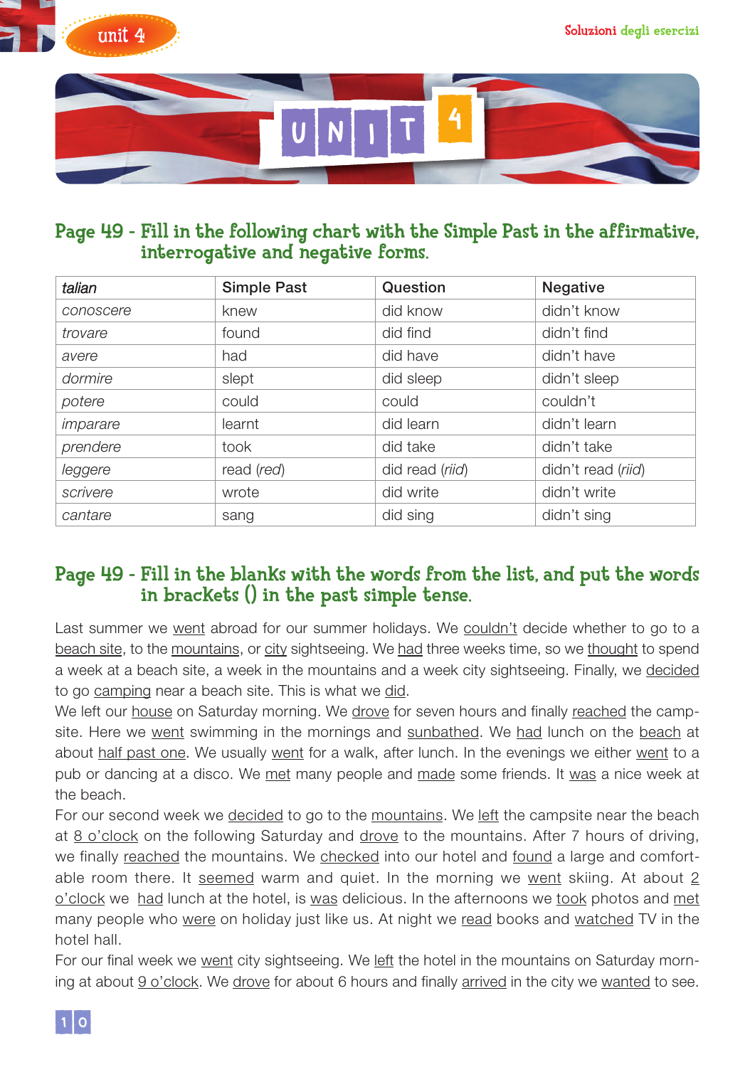# UNIT 4

## Page 49 - Fill in the following chart with the Simple Past in the affirmative, interrogative and negative forms.

| *talian* | Simple Past | Question | Negative |
|---|---|---|---|
| *conoscere* | knew | did know | didn't know |
| *trovare* | found | did find | didn't find |
| *avere* | had | did have | didn't have |
| *dormire* | slept | did sleep | didn't sleep |
| *potere* | could | could | couldn't |
| *imparare* | learnt | did learn | didn't learn |
| *prendere* | took | did take | didn't take |
| *leggere* | read (*red*) | did read (*riid*) | didn't read (*riid*) |
| *scrivere* | wrote | did write | didn't write |
| *cantare* | sang | did sing | didn't sing |

## Page 49 - Fill in the blanks with the words from the list, and put the words in brackets () in the past simple tense.

Last summer we <u>went</u> abroad for our summer holidays. We <u>couldn't</u> decide whether to go to a <u>beach site</u>, to the <u>mountains</u>, or <u>city</u> sightseeing. We <u>had</u> three weeks time, so we <u>thought</u> to spend a week at a beach site, a week in the mountains and a week city sightseeing. Finally, we <u>decided</u> to go <u>camping</u> near a beach site. This is what we <u>did</u>.

We left our <u>house</u> on Saturday morning. We <u>drove</u> for seven hours and finally <u>reached</u> the campsite. Here we <u>went</u> swimming in the mornings and <u>sunbathed</u>. We <u>had</u> lunch on the <u>beach</u> at about <u>half past one</u>. We usually <u>went</u> for a walk, after lunch. In the evenings we either <u>went</u> to a pub or dancing at a disco. We <u>met</u> many people and <u>made</u> some friends. It <u>was</u> a nice week at the beach.

For our second week we <u>decided</u> to go to the <u>mountains</u>. We <u>left</u> the campsite near the beach at <u>8 o'clock</u> on the following Saturday and <u>drove</u> to the mountains. After 7 hours of driving, we finally <u>reached</u> the mountains. We <u>checked</u> into our hotel and <u>found</u> a large and comfortable room there. It <u>seemed</u> warm and quiet. In the morning we <u>went</u> skiing. At about <u>2 o'clock</u> we <u>had</u> lunch at the hotel, is <u>was</u> delicious. In the afternoons we <u>took</u> photos and <u>met</u> many people who <u>were</u> on holiday just like us. At night we <u>read</u> books and <u>watched</u> TV in the hotel hall.

For our final week we <u>went</u> city sightseeing. We <u>left</u> the hotel in the mountains on Saturday morning at about <u>9 o'clock</u>. We <u>drove</u> for about 6 hours and finally <u>arrived</u> in the city we <u>wanted</u> to see.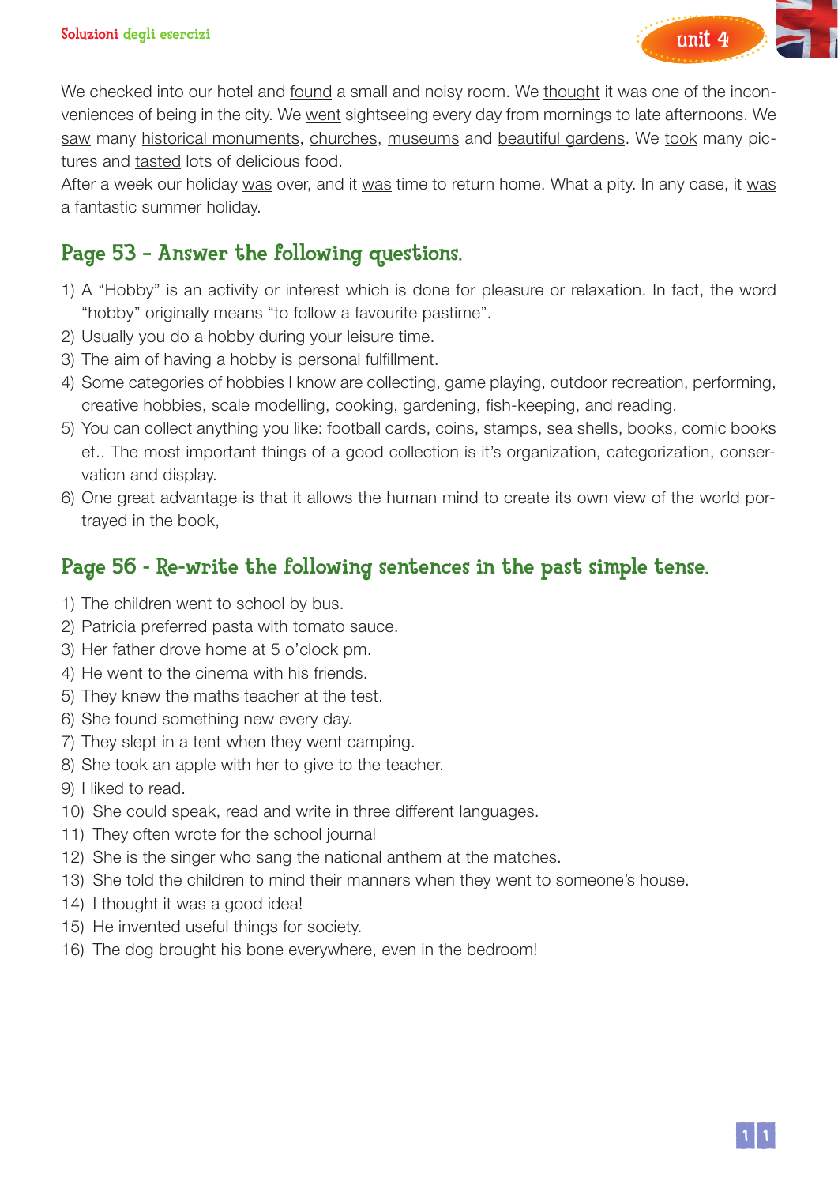We checked into our hotel and found a small and noisy room. We thought it was one of the inconveniences of being in the city. We went sightseeing every day from mornings to late afternoons. We saw many historical monuments, churches, museums and beautiful gardens. We took many pictures and tasted lots of delicious food.
After a week our holiday was over, and it was time to return home. What a pity. In any case, it was a fantastic summer holiday.

## Page 53 - Answer the following questions.

1) A “Hobby” is an activity or interest which is done for pleasure or relaxation. In fact, the word “hobby” originally means “to follow a favourite pastime”.
2) Usually you do a hobby during your leisure time.
3) The aim of having a hobby is personal fulfillment.
4) Some categories of hobbies I know are collecting, game playing, outdoor recreation, performing, creative hobbies, scale modelling, cooking, gardening, fish-keeping, and reading.
5) You can collect anything you like: football cards, coins, stamps, sea shells, books, comic books et.. The most important things of a good collection is it’s organization, categorization, conservation and display.
6) One great advantage is that it allows the human mind to create its own view of the world portrayed in the book,

## Page 56 - Re-write the following sentences in the past simple tense.

1) The children went to school by bus.
2) Patricia preferred pasta with tomato sauce.
3) Her father drove home at 5 o’clock pm.
4) He went to the cinema with his friends.
5) They knew the maths teacher at the test.
6) She found something new every day.
7) They slept in a tent when they went camping.
8) She took an apple with her to give to the teacher.
9) I liked to read.
10) She could speak, read and write in three different languages.
11) They often wrote for the school journal
12) She is the singer who sang the national anthem at the matches.
13) She told the children to mind their manners when they went to someone’s house.
14) I thought it was a good idea!
15) He invented useful things for society.
16) The dog brought his bone everywhere, even in the bedroom!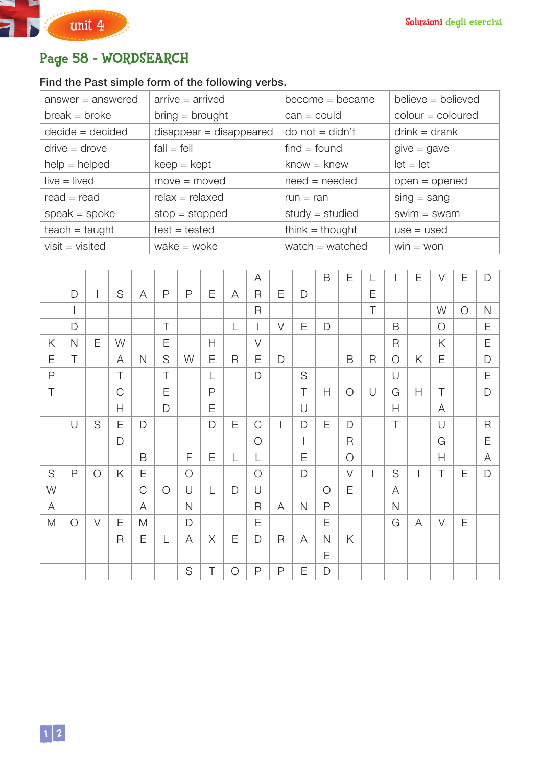## Page 58 - WORDSEARCH

**Find the Past simple form of the following verbs.**

| | | | |
|---|---|---|---|
| answer = answered | arrive = arrived | become = became | believe = believed |
| break = broke | bring = brought | can = could | colour = coloured |
| decide = decided | disappear = disappeared | do not = didn't | drink = drank |
| drive = drove | fall = fell | find = found | give = gave |
| help = helped | keep = kept | know = knew | let = let |
| live = lived | move = moved | need = needed | open = opened |
| read = read | relax = relaxed | run = ran | sing = sang |
| speak = spoke | stop = stopped | study = studied | swim = swam |
| teach = taught | test = tested | think = thought | use = used |
| visit = visited | wake = woke | watch = watched | win = won |

| | | | | | | | | | | | | | | | | | | | |
|---|---|---|---|---|---|---|---|---|---|---|---|---|---|---|---|---|---|---|---|
| | | | | | | | | | A | | | B | E | L | I | E | V | E | D |
| | D | I | S | A | P | P | E | A | R | E | D | | | E | | | | | |
| | I | | | | | | | | R | | | | | T | | | W | O | N |
| | D | | | | T | | | L | I | V | E | D | | | B | | O | | E |
| K | N | E | W | | E | | H | | V | | | | | | R | | K | | E |
| E | T | | A | N | S | W | E | R | E | D | | | B | R | O | K | E | | D |
| P | | | T | | T | | L | | D | | S | | | | U | | | | E |
| T | | | C | | E | | P | | | | T | H | O | U | G | H | T | | D |
| | | | H | | D | | E | | | | U | | | | H | | A | | |
| | U | S | E | D | | | D | E | C | I | D | E | D | | T | | U | | R |
| | | | D | | | | | | O | | I | | R | | | | G | | E |
| | | | | B | | F | E | L | L | | E | | O | | | | H | | A |
| S | P | O | K | E | | O | | | O | | D | | V | I | S | I | T | E | D |
| W | | | | C | O | U | L | D | U | | | O | E | | A | | | | |
| A | | | | A | | N | | | R | A | N | P | | | N | | | | |
| M | O | V | E | M | | D | | | E | | | E | | | G | A | V | E | |
| | | | R | E | L | A | X | E | D | R | A | N | K | | | | | | |
| | | | | | | | | | | | | E | | | | | | | |
| | | | | | | S | T | O | P | P | E | D | | | | | | | |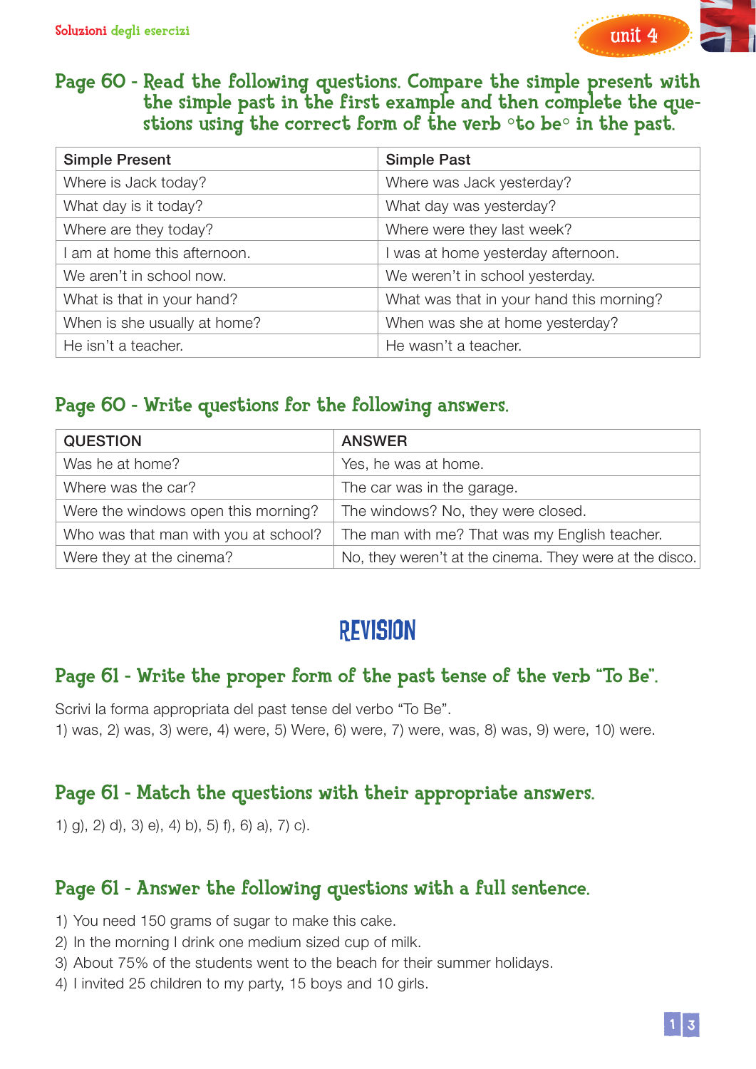## Page 60 - Read the following questions. Compare the simple present with the simple past in the first example and then complete the questions using the correct form of the verb °to be° in the past.

| Simple Present | Simple Past |
|---|---|
| Where is Jack today? | Where was Jack yesterday? |
| What day is it today? | What day was yesterday? |
| Where are they today? | Where were they last week? |
| I am at home this afternoon. | I was at home yesterday afternoon. |
| We aren't in school now. | We weren't in school yesterday. |
| What is that in your hand? | What was that in your hand this morning? |
| When is she usually at home? | When was she at home yesterday? |
| He isn't a teacher. | He wasn't a teacher. |

## Page 60 - Write questions for the following answers.

| QUESTION | ANSWER |
|---|---|
| Was he at home? | Yes, he was at home. |
| Where was the car? | The car was in the garage. |
| Were the windows open this morning? | The windows? No, they were closed. |
| Who was that man with you at school? | The man with me? That was my English teacher. |
| Were they at the cinema? | No, they weren't at the cinema. They were at the disco. |

# REVISION

## Page 61 - Write the proper form of the past tense of the verb "To Be".

Scrivi la forma appropriata del past tense del verbo "To Be".
1) was, 2) was, 3) were, 4) were, 5) Were, 6) were, 7) were, was, 8) was, 9) were, 10) were.

## Page 61 - Match the questions with their appropriate answers.

1) g), 2) d), 3) e), 4) b), 5) f), 6) a), 7) c).

## Page 61 - Answer the following questions with a full sentence.

1) You need 150 grams of sugar to make this cake.
2) In the morning I drink one medium sized cup of milk.
3) About 75% of the students went to the beach for their summer holidays.
4) I invited 25 children to my party, 15 boys and 10 girls.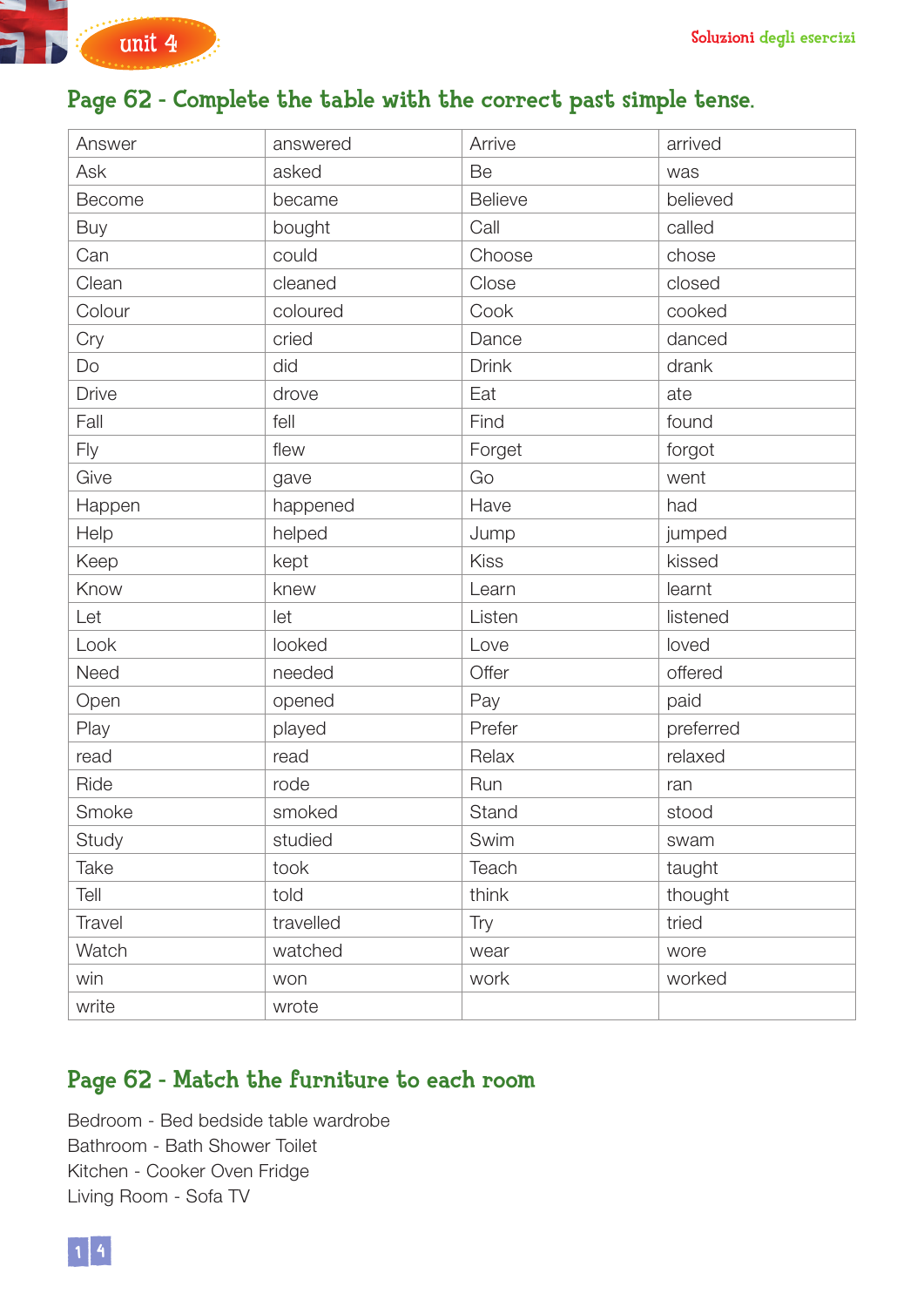## Page 62 - Complete the table with the correct past simple tense.

| Answer | answered | Arrive | arrived |
|---|---|---|---|
| Ask | asked | Be | was |
| Become | became | Believe | believed |
| Buy | bought | Call | called |
| Can | could | Choose | chose |
| Clean | cleaned | Close | closed |
| Colour | coloured | Cook | cooked |
| Cry | cried | Dance | danced |
| Do | did | Drink | drank |
| Drive | drove | Eat | ate |
| Fall | fell | Find | found |
| Fly | flew | Forget | forgot |
| Give | gave | Go | went |
| Happen | happened | Have | had |
| Help | helped | Jump | jumped |
| Keep | kept | Kiss | kissed |
| Know | knew | Learn | learnt |
| Let | let | Listen | listened |
| Look | looked | Love | loved |
| Need | needed | Offer | offered |
| Open | opened | Pay | paid |
| Play | played | Prefer | preferred |
| read | read | Relax | relaxed |
| Ride | rode | Run | ran |
| Smoke | smoked | Stand | stood |
| Study | studied | Swim | swam |
| Take | took | Teach | taught |
| Tell | told | think | thought |
| Travel | travelled | Try | tried |
| Watch | watched | wear | wore |
| win | won | work | worked |
| write | wrote | | |

## Page 62 - Match the furniture to each room

Bedroom - Bed bedside table wardrobe
Bathroom - Bath Shower Toilet
Kitchen - Cooker Oven Fridge
Living Room - Sofa TV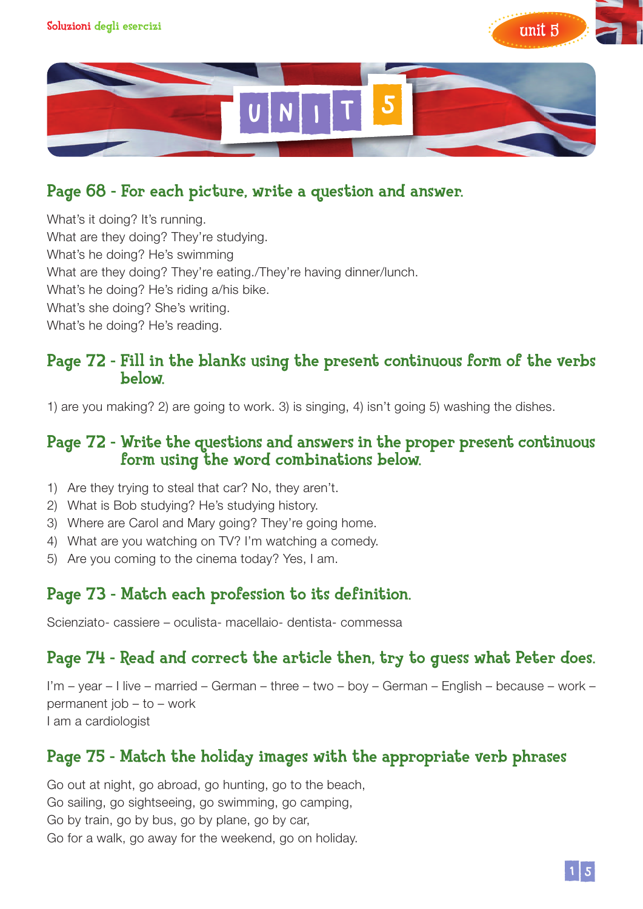# UNIT 5

## Page 68 - For each picture, write a question and answer.

What's it doing? It's running.
What are they doing? They're studying.
What's he doing? He's swimming
What are they doing? They're eating./They're having dinner/lunch.
What's he doing? He's riding a/his bike.
What's she doing? She's writing.
What's he doing? He's reading.

## Page 72 - Fill in the blanks using the present continuous form of the verbs below.

1) are you making? 2) are going to work. 3) is singing, 4) isn't going 5) washing the dishes.

## Page 72 - Write the questions and answers in the proper present continuous form using the word combinations below.

1) Are they trying to steal that car? No, they aren't.
2) What is Bob studying? He's studying history.
3) Where are Carol and Mary going? They're going home.
4) What are you watching on TV? I'm watching a comedy.
5) Are you coming to the cinema today? Yes, I am.

## Page 73 - Match each profession to its definition.

Scienziato- cassiere – oculista- macellaio- dentista- commessa

## Page 74 - Read and correct the article then, try to guess what Peter does.

I'm – year – I live – married – German – three – two – boy – German – English – because – work – permanent job – to – work
I am a cardiologist

## Page 75 - Match the holiday images with the appropriate verb phrases

Go out at night, go abroad, go hunting, go to the beach,
Go sailing, go sightseeing, go swimming, go camping,
Go by train, go by bus, go by plane, go by car,
Go for a walk, go away for the weekend, go on holiday.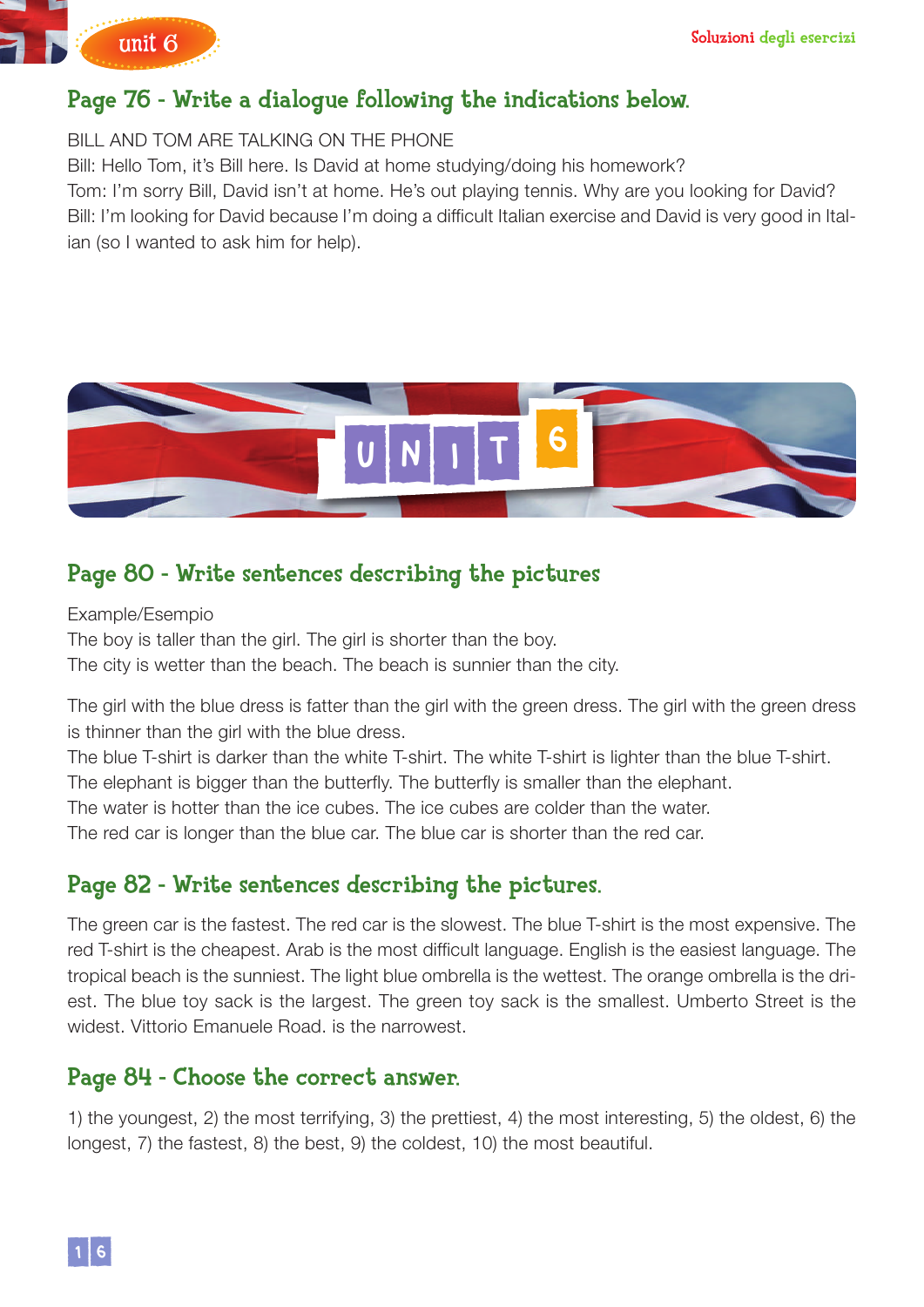## Page 76 - Write a dialogue following the indications below.

BILL AND TOM ARE TALKING ON THE PHONE
Bill: Hello Tom, it's Bill here. Is David at home studying/doing his homework?
Tom: I'm sorry Bill, David isn't at home. He's out playing tennis. Why are you looking for David?
Bill: I'm looking for David because I'm doing a difficult Italian exercise and David is very good in Italian (so I wanted to ask him for help).

# UNIT 6

## Page 80 - Write sentences describing the pictures

Example/Esempio
The boy is taller than the girl. The girl is shorter than the boy.
The city is wetter than the beach. The beach is sunnier than the city.

The girl with the blue dress is fatter than the girl with the green dress. The girl with the green dress is thinner than the girl with the blue dress.
The blue T-shirt is darker than the white T-shirt. The white T-shirt is lighter than the blue T-shirt.
The elephant is bigger than the butterfly. The butterfly is smaller than the elephant.
The water is hotter than the ice cubes. The ice cubes are colder than the water.
The red car is longer than the blue car. The blue car is shorter than the red car.

## Page 82 - Write sentences describing the pictures.

The green car is the fastest. The red car is the slowest. The blue T-shirt is the most expensive. The red T-shirt is the cheapest. Arab is the most difficult language. English is the easiest language. The tropical beach is the sunniest. The light blue ombrella is the wettest. The orange ombrella is the driest. The blue toy sack is the largest. The green toy sack is the smallest. Umberto Street is the widest. Vittorio Emanuele Road. is the narrowest.

## Page 84 - Choose the correct answer.

1) the youngest, 2) the most terrifying, 3) the prettiest, 4) the most interesting, 5) the oldest, 6) the longest, 7) the fastest, 8) the best, 9) the coldest, 10) the most beautiful.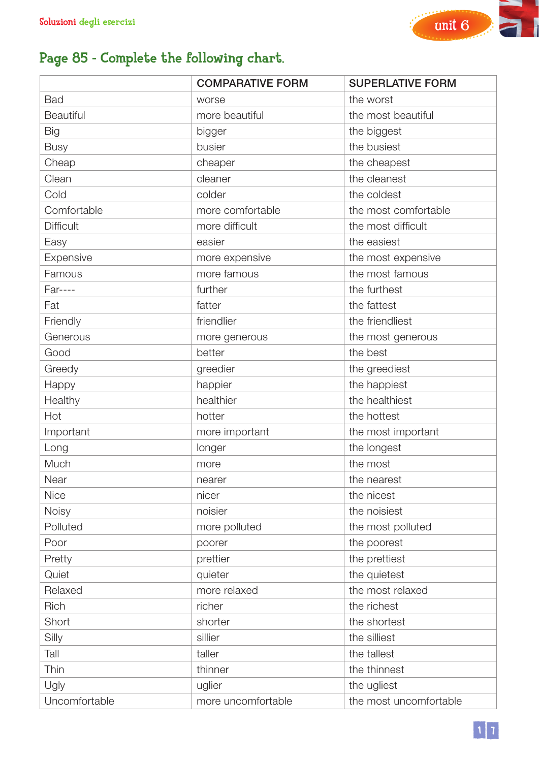## Page 85 - Complete the following chart.

| | COMPARATIVE FORM | SUPERLATIVE FORM |
|---|---|---|
| Bad | worse | the worst |
| Beautiful | more beautiful | the most beautiful |
| Big | bigger | the biggest |
| Busy | busier | the busiest |
| Cheap | cheaper | the cheapest |
| Clean | cleaner | the cleanest |
| Cold | colder | the coldest |
| Comfortable | more comfortable | the most comfortable |
| Difficult | more difficult | the most difficult |
| Easy | easier | the easiest |
| Expensive | more expensive | the most expensive |
| Famous | more famous | the most famous |
| Far---- | further | the furthest |
| Fat | fatter | the fattest |
| Friendly | friendlier | the friendliest |
| Generous | more generous | the most generous |
| Good | better | the best |
| Greedy | greedier | the greediest |
| Happy | happier | the happiest |
| Healthy | healthier | the healthiest |
| Hot | hotter | the hottest |
| Important | more important | the most important |
| Long | longer | the longest |
| Much | more | the most |
| Near | nearer | the nearest |
| Nice | nicer | the nicest |
| Noisy | noisier | the noisiest |
| Polluted | more polluted | the most polluted |
| Poor | poorer | the poorest |
| Pretty | prettier | the prettiest |
| Quiet | quieter | the quietest |
| Relaxed | more relaxed | the most relaxed |
| Rich | richer | the richest |
| Short | shorter | the shortest |
| Silly | sillier | the silliest |
| Tall | taller | the tallest |
| Thin | thinner | the thinnest |
| Ugly | uglier | the ugliest |
| Uncomfortable | more uncomfortable | the most uncomfortable |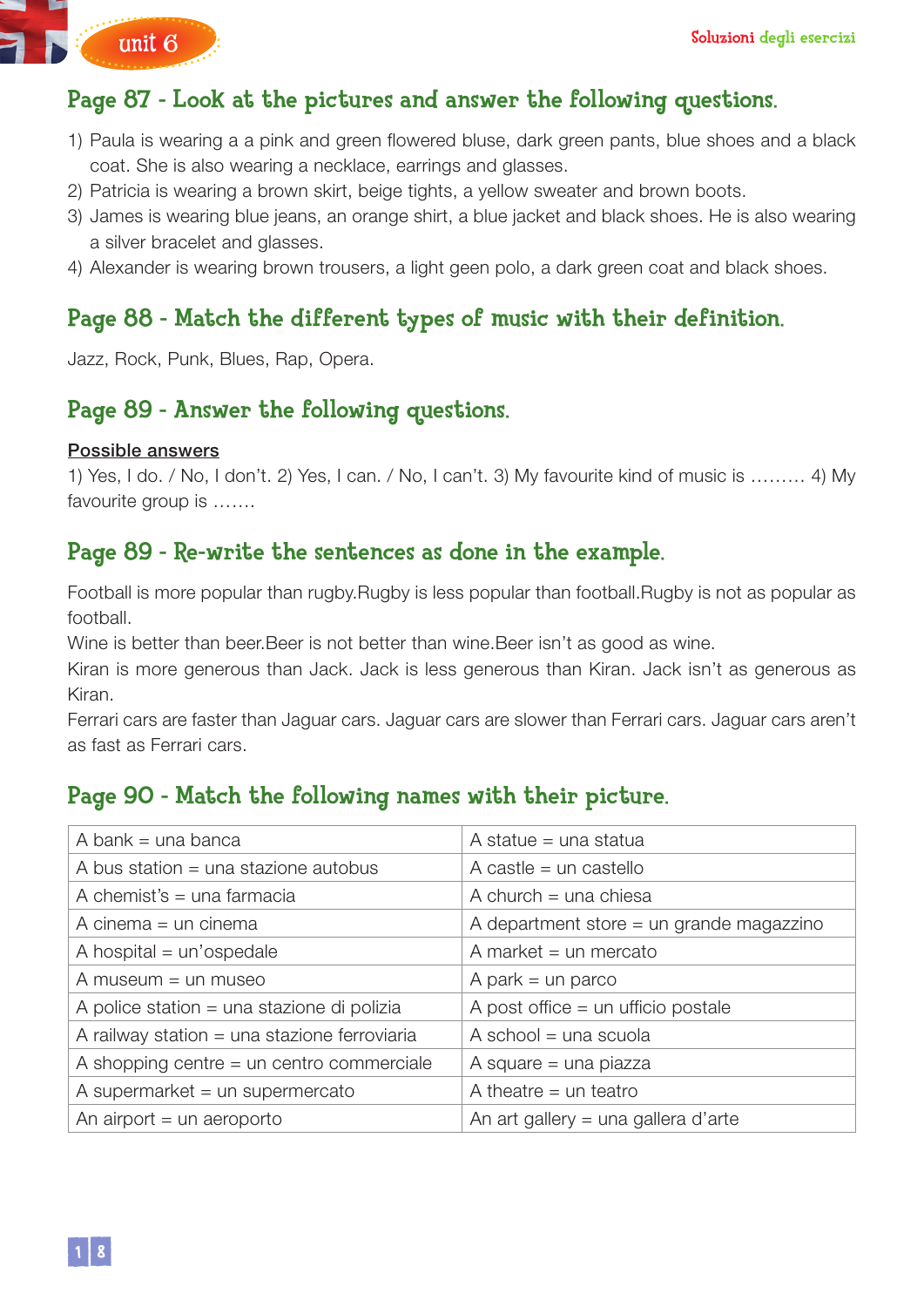## Page 87 - Look at the pictures and answer the following questions.

1) Paula is wearing a a pink and green flowered bluse, dark green pants, blue shoes and a black coat. She is also wearing a necklace, earrings and glasses.
2) Patricia is wearing a brown skirt, beige tights, a yellow sweater and brown boots.
3) James is wearing blue jeans, an orange shirt, a blue jacket and black shoes. He is also wearing a silver bracelet and glasses.
4) Alexander is wearing brown trousers, a light geen polo, a dark green coat and black shoes.

## Page 88 - Match the different types of music with their definition.

Jazz, Rock, Punk, Blues, Rap, Opera.

## Page 89 - Answer the following questions.

<u>Possible answers</u>

1) Yes, I do. / No, I don't. 2) Yes, I can. / No, I can't. 3) My favourite kind of music is ……… 4) My favourite group is …….

## Page 89 - Re-write the sentences as done in the example.

Football is more popular than rugby.Rugby is less popular than football.Rugby is not as popular as football.

Wine is better than beer.Beer is not better than wine.Beer isn't as good as wine.

Kiran is more generous than Jack. Jack is less generous than Kiran. Jack isn't as generous as Kiran.

Ferrari cars are faster than Jaguar cars. Jaguar cars are slower than Ferrari cars. Jaguar cars aren't as fast as Ferrari cars.

## Page 90 - Match the following names with their picture.

| | |
|---|---|
| A bank = una banca | A statue = una statua |
| A bus station = una stazione autobus | A castle = un castello |
| A chemist's = una farmacia | A church = una chiesa |
| A cinema = un cinema | A department store = un grande magazzino |
| A hospital = un'ospedale | A market = un mercato |
| A museum = un museo | A park = un parco |
| A police station = una stazione di polizia | A post office = un ufficio postale |
| A railway station = una stazione ferroviaria | A school = una scuola |
| A shopping centre = un centro commerciale | A square = una piazza |
| A supermarket = un supermercato | A theatre = un teatro |
| An airport = un aeroporto | An art gallery = una gallera d'arte |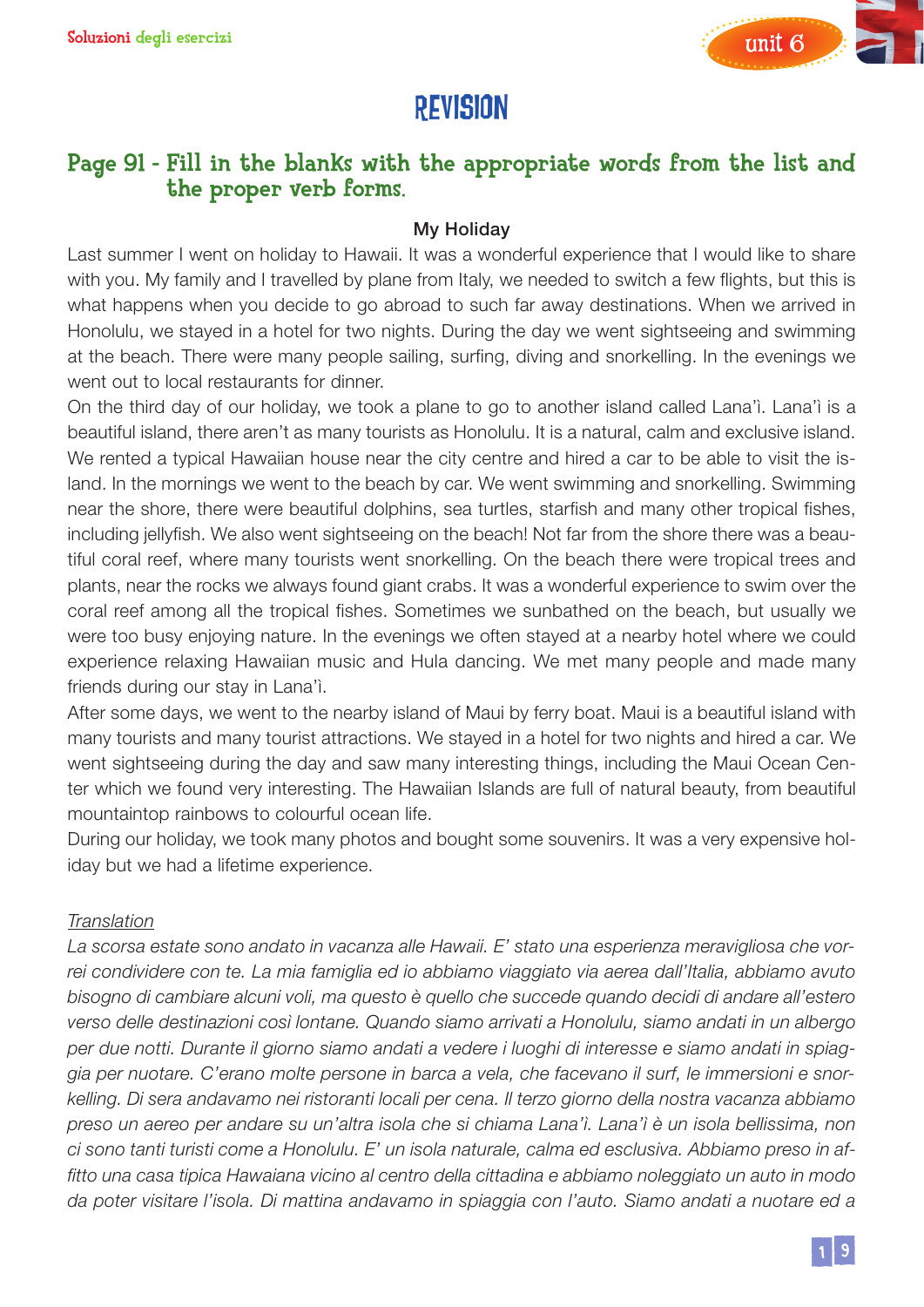# REVISION

## Page 91 - Fill in the blanks with the appropriate words from the list and the proper verb forms.

**My Holiday**

Last summer I went on holiday to Hawaii. It was a wonderful experience that I would like to share with you. My family and I travelled by plane from Italy, we needed to switch a few flights, but this is what happens when you decide to go abroad to such far away destinations. When we arrived in Honolulu, we stayed in a hotel for two nights. During the day we went sightseeing and swimming at the beach. There were many people sailing, surfing, diving and snorkelling. In the evenings we went out to local restaurants for dinner.

On the third day of our holiday, we took a plane to go to another island called Lana'ì. Lana'ì is a beautiful island, there aren't as many tourists as Honolulu. It is a natural, calm and exclusive island. We rented a typical Hawaiian house near the city centre and hired a car to be able to visit the island. In the mornings we went to the beach by car. We went swimming and snorkelling. Swimming near the shore, there were beautiful dolphins, sea turtles, starfish and many other tropical fishes, including jellyfish. We also went sightseeing on the beach! Not far from the shore there was a beautiful coral reef, where many tourists went snorkelling. On the beach there were tropical trees and plants, near the rocks we always found giant crabs. It was a wonderful experience to swim over the coral reef among all the tropical fishes. Sometimes we sunbathed on the beach, but usually we were too busy enjoying nature. In the evenings we often stayed at a nearby hotel where we could experience relaxing Hawaiian music and Hula dancing. We met many people and made many friends during our stay in Lana'ì.

After some days, we went to the nearby island of Maui by ferry boat. Maui is a beautiful island with many tourists and many tourist attractions. We stayed in a hotel for two nights and hired a car. We went sightseeing during the day and saw many interesting things, including the Maui Ocean Center which we found very interesting. The Hawaiian Islands are full of natural beauty, from beautiful mountaintop rainbows to colourful ocean life.

During our holiday, we took many photos and bought some souvenirs. It was a very expensive holiday but we had a lifetime experience.

Translation

*La scorsa estate sono andato in vacanza alle Hawaii. E' stato una esperienza meravigliosa che vorrei condividere con te. La mia famiglia ed io abbiamo viaggiato via aerea dall'Italia, abbiamo avuto bisogno di cambiare alcuni voli, ma questo è quello che succede quando decidi di andare all'estero verso delle destinazioni così lontane. Quando siamo arrivati a Honolulu, siamo andati in un albergo per due notti. Durante il giorno siamo andati a vedere i luoghi di interesse e siamo andati in spiaggia per nuotare. C'erano molte persone in barca a vela, che facevano il surf, le immersioni e snorkelling. Di sera andavamo nei ristoranti locali per cena. Il terzo giorno della nostra vacanza abbiamo preso un aereo per andare su un'altra isola che si chiama Lana'ì. Lana'ì è un isola bellissima, non ci sono tanti turisti come a Honolulu. E' un isola naturale, calma ed esclusiva. Abbiamo preso in affitto una casa tipica Hawaiana vicino al centro della cittadina e abbiamo noleggiato un auto in modo da poter visitare l'isola. Di mattina andavamo in spiaggia con l'auto. Siamo andati a nuotare ed a*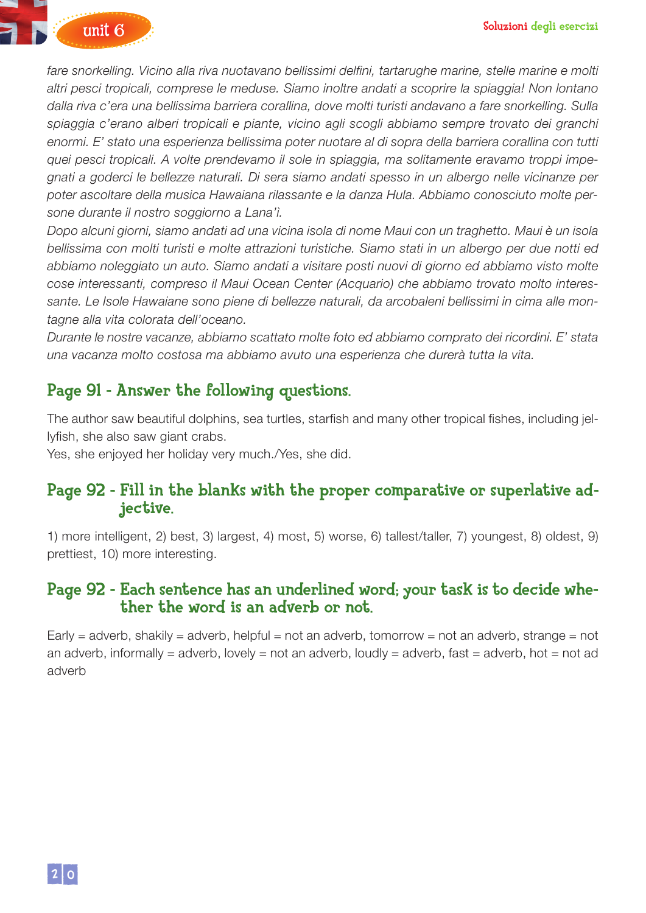*fare snorkelling. Vicino alla riva nuotavano bellissimi delfini, tartarughe marine, stelle marine e molti altri pesci tropicali, comprese le meduse. Siamo inoltre andati a scoprire la spiaggia! Non lontano dalla riva c'era una bellissima barriera corallina, dove molti turisti andavano a fare snorkelling. Sulla spiaggia c'erano alberi tropicali e piante, vicino agli scogli abbiamo sempre trovato dei granchi enormi. E' stato una esperienza bellissima poter nuotare al di sopra della barriera corallina con tutti quei pesci tropicali. A volte prendevamo il sole in spiaggia, ma solitamente eravamo troppi impegnati a goderci le bellezze naturali. Di sera siamo andati spesso in un albergo nelle vicinanze per poter ascoltare della musica Hawaiana rilassante e la danza Hula. Abbiamo conosciuto molte persone durante il nostro soggiorno a Lana'i.*

*Dopo alcuni giorni, siamo andati ad una vicina isola di nome Maui con un traghetto. Maui è un isola bellissima con molti turisti e molte attrazioni turistiche. Siamo stati in un albergo per due notti ed abbiamo noleggiato un auto. Siamo andati a visitare posti nuovi di giorno ed abbiamo visto molte cose interessanti, compreso il Maui Ocean Center (Acquario) che abbiamo trovato molto interessante. Le Isole Hawaiane sono piene di bellezze naturali, da arcobaleni bellissimi in cima alle montagne alla vita colorata dell'oceano.*

*Durante le nostre vacanze, abbiamo scattato molte foto ed abbiamo comprato dei ricordini. E' stata una vacanza molto costosa ma abbiamo avuto una esperienza che durerà tutta la vita.*

## Page 91 - Answer the following questions.

The author saw beautiful dolphins, sea turtles, starfish and many other tropical fishes, including jellyfish, she also saw giant crabs.

Yes, she enjoyed her holiday very much./Yes, she did.

## Page 92 - Fill in the blanks with the proper comparative or superlative adjective.

1) more intelligent, 2) best, 3) largest, 4) most, 5) worse, 6) tallest/taller, 7) youngest, 8) oldest, 9) prettiest, 10) more interesting.

## Page 92 - Each sentence has an underlined word; your task is to decide whether the word is an adverb or not.

Early = adverb, shakily = adverb, helpful = not an adverb, tomorrow = not an adverb, strange = not an adverb, informally = adverb, lovely = not an adverb, loudly = adverb, fast = adverb, hot = not ad adverb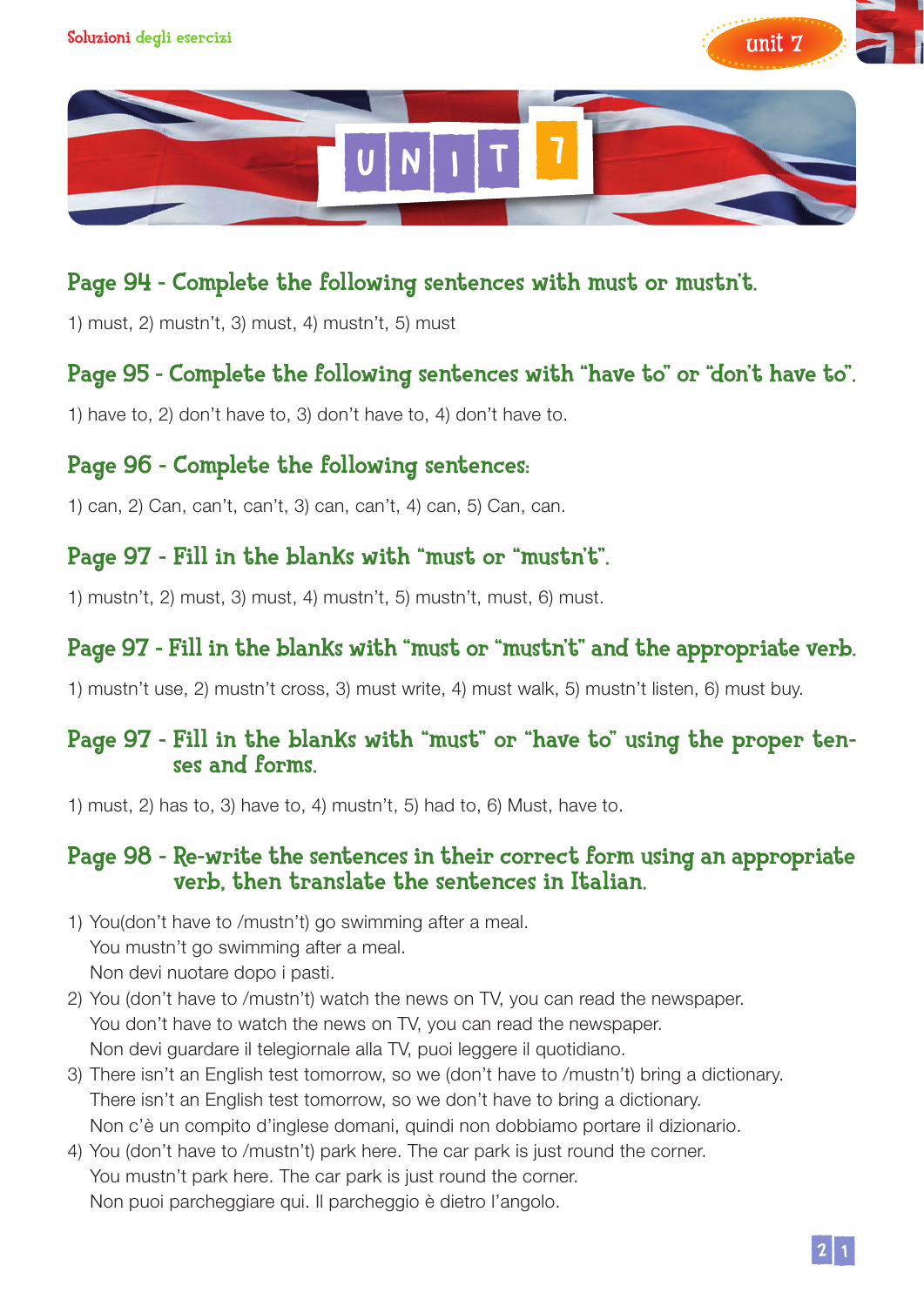# UNIT 7

## Page 94 - Complete the following sentences with must or mustn't.

1) must, 2) mustn't, 3) must, 4) mustn't, 5) must

## Page 95 - Complete the following sentences with "have to" or "don't have to".

1) have to, 2) don't have to, 3) don't have to, 4) don't have to.

## Page 96 - Complete the following sentences:

1) can, 2) Can, can't, can't, 3) can, can't, 4) can, 5) Can, can.

## Page 97 - Fill in the blanks with "must or "mustn't".

1) mustn't, 2) must, 3) must, 4) mustn't, 5) mustn't, must, 6) must.

## Page 97 - Fill in the blanks with "must or "mustn't" and the appropriate verb.

1) mustn't use, 2) mustn't cross, 3) must write, 4) must walk, 5) mustn't listen, 6) must buy.

## Page 97 - Fill in the blanks with "must" or "have to" using the proper tenses and forms.

1) must, 2) has to, 3) have to, 4) mustn't, 5) had to, 6) Must, have to.

## Page 98 - Re-write the sentences in their correct form using an appropriate verb, then translate the sentences in Italian.

1) You(don't have to /mustn't) go swimming after a meal.
   You mustn't go swimming after a meal.
   Non devi nuotare dopo i pasti.
2) You (don't have to /mustn't) watch the news on TV, you can read the newspaper.
   You don't have to watch the news on TV, you can read the newspaper.
   Non devi guardare il telegiornale alla TV, puoi leggere il quotidiano.
3) There isn't an English test tomorrow, so we (don't have to /mustn't) bring a dictionary.
   There isn't an English test tomorrow, so we don't have to bring a dictionary.
   Non c'è un compito d'inglese domani, quindi non dobbiamo portare il dizionario.
4) You (don't have to /mustn't) park here. The car park is just round the corner.
   You mustn't park here. The car park is just round the corner.
   Non puoi parcheggiare qui. Il parcheggio è dietro l'angolo.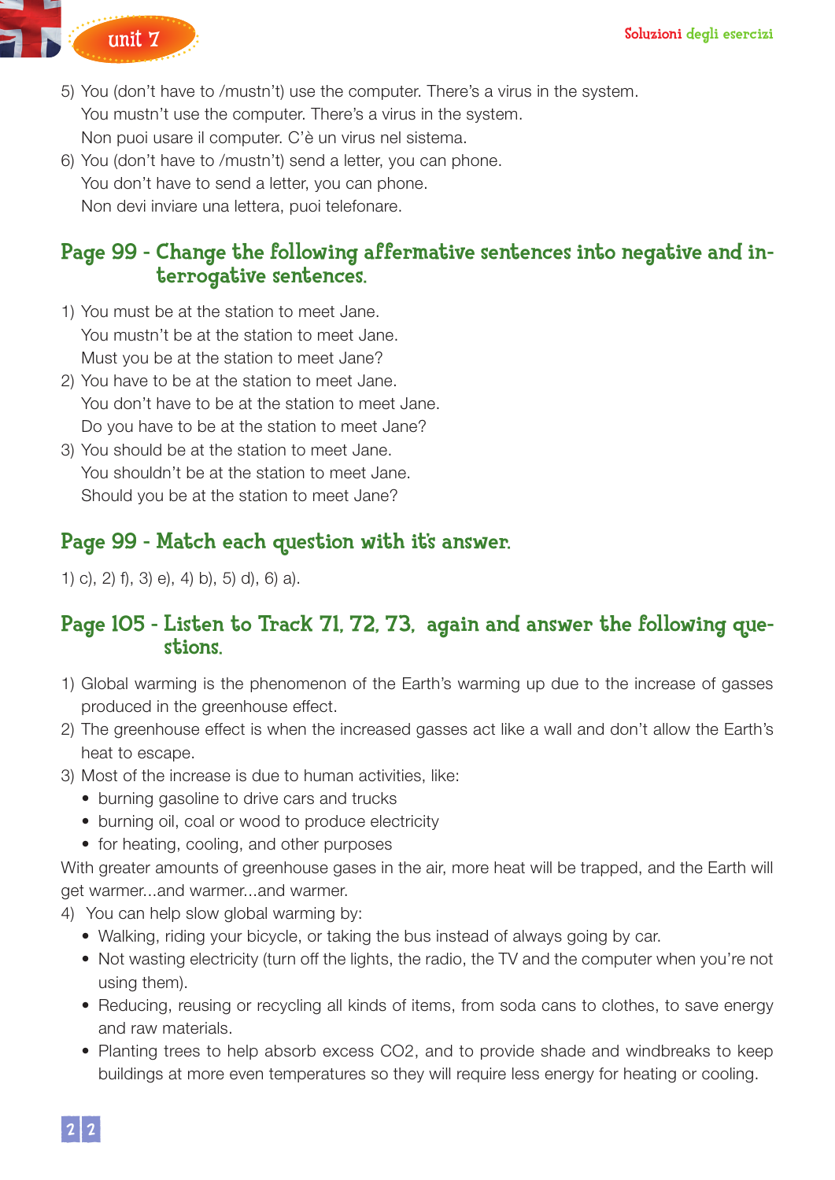5) You (don't have to /mustn't) use the computer. There's a virus in the system.
   You mustn't use the computer. There's a virus in the system.
   Non puoi usare il computer. C'è un virus nel sistema.
6) You (don't have to /mustn't) send a letter, you can phone.
   You don't have to send a letter, you can phone.
   Non devi inviare una lettera, puoi telefonare.

## Page 99 - Change the following affermative sentences into negative and interrogative sentences.

1) You must be at the station to meet Jane.
   You mustn't be at the station to meet Jane.
   Must you be at the station to meet Jane?
2) You have to be at the station to meet Jane.
   You don't have to be at the station to meet Jane.
   Do you have to be at the station to meet Jane?
3) You should be at the station to meet Jane.
   You shouldn't be at the station to meet Jane.
   Should you be at the station to meet Jane?

## Page 99 - Match each question with it's answer.

1) c), 2) f), 3) e), 4) b), 5) d), 6) a).

## Page 105 - Listen to Track 71, 72, 73, again and answer the following questions.

1) Global warming is the phenomenon of the Earth's warming up due to the increase of gasses produced in the greenhouse effect.
2) The greenhouse effect is when the increased gasses act like a wall and don't allow the Earth's heat to escape.
3) Most of the increase is due to human activities, like:
   - burning gasoline to drive cars and trucks
   - burning oil, coal or wood to produce electricity
   - for heating, cooling, and other purposes

With greater amounts of greenhouse gases in the air, more heat will be trapped, and the Earth will get warmer...and warmer...and warmer.

4) You can help slow global warming by:
   - Walking, riding your bicycle, or taking the bus instead of always going by car.
   - Not wasting electricity (turn off the lights, the radio, the TV and the computer when you're not using them).
   - Reducing, reusing or recycling all kinds of items, from soda cans to clothes, to save energy and raw materials.
   - Planting trees to help absorb excess $CO_2$, and to provide shade and windbreaks to keep buildings at more even temperatures so they will require less energy for heating or cooling.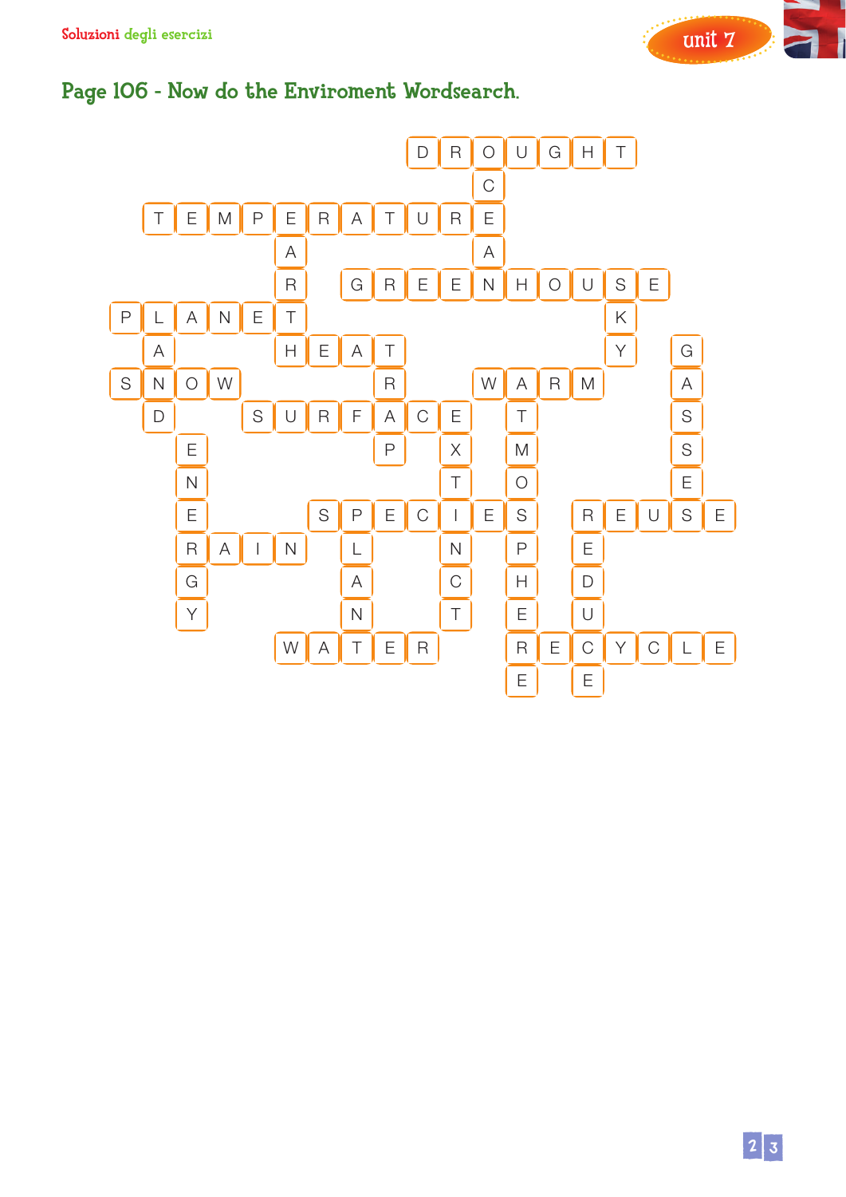## Page 106 - Now do the Enviroment Wordsearch.

| | | | | | | | | | | | | | | | | | | |
|---|---|---|---|---|---|---|---|---|---|---|---|---|---|---|---|---|---|---|
| | | | | | | | | | D | R | O | U | G | H | T | | | |
| | | | | | | | | | | | C | | | | | | | |
| | T | E | M | P | E | R | A | T | U | R | E | | | | | | | |
| | | | | | A | | | | | | A | | | | | | | |
| | | | | | R | | G | R | E | E | N | H | O | U | S | E | | |
| P | L | A | N | E | T | | | | | | | | | | K | | | |
| | A | | | | H | E | A | T | | | | | | | Y | | G | |
| S | N | O | W | | | | | R | | | W | A | R | M | | | A | |
| | D | | | S | U | R | F | A | C | E | | T | | | | | S | |
| | | E | | | | | | P | | X | | M | | | | | S | |
| | | N | | | | | | | | T | | O | | | | | E | |
| | | E | | | | S | P | E | C | I | E | S | | R | E | U | S | E |
| | | R | A | I | N | | L | | | N | | P | | E | | | | |
| | | G | | | | | A | | | C | | H | | D | | | | |
| | | Y | | | | | N | | | T | | E | | U | | | | |
| | | | | | W | A | T | E | R | | | R | E | C | Y | C | L | E |
| | | | | | | | | | | | | E | | E | | | | |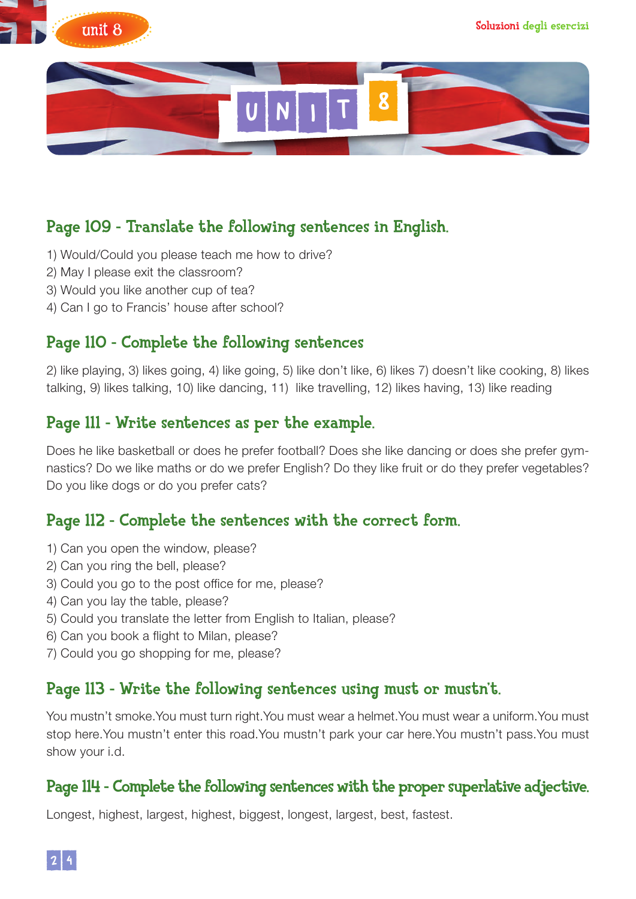# UNIT 8

## Page 109 - Translate the following sentences in English.

1) Would/Could you please teach me how to drive?
2) May I please exit the classroom?
3) Would you like another cup of tea?
4) Can I go to Francis' house after school?

## Page 110 - Complete the following sentences

2) like playing, 3) likes going, 4) like going, 5) like don't like, 6) likes 7) doesn't like cooking, 8) likes talking, 9) likes talking, 10) like dancing, 11) like travelling, 12) likes having, 13) like reading

## Page 111 - Write sentences as per the example.

Does he like basketball or does he prefer football? Does she like dancing or does she prefer gymnastics? Do we like maths or do we prefer English? Do they like fruit or do they prefer vegetables? Do you like dogs or do you prefer cats?

## Page 112 - Complete the sentences with the correct form.

1) Can you open the window, please?
2) Can you ring the bell, please?
3) Could you go to the post office for me, please?
4) Can you lay the table, please?
5) Could you translate the letter from English to Italian, please?
6) Can you book a flight to Milan, please?
7) Could you go shopping for me, please?

## Page 113 - Write the following sentences using must or mustn't.

You mustn't smoke.You must turn right.You must wear a helmet.You must wear a uniform.You must stop here.You mustn't enter this road.You mustn't park your car here.You mustn't pass.You must show your i.d.

## Page 114 - Complete the following sentences with the proper superlative adjective.

Longest, highest, largest, highest, biggest, longest, largest, best, fastest.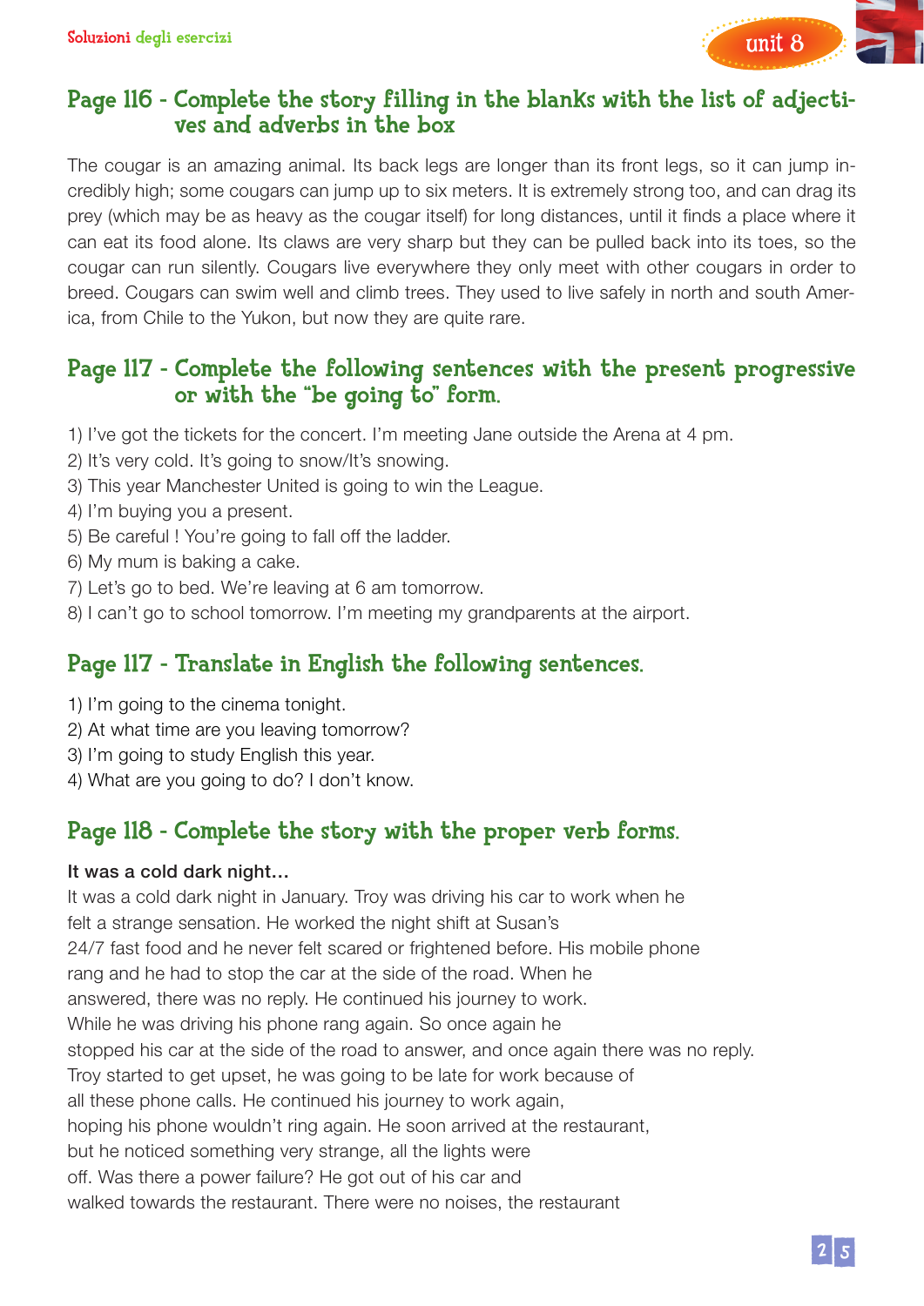## Page 116 - Complete the story filling in the blanks with the list of adjectives and adverbs in the box

The cougar is an amazing animal. Its back legs are longer than its front legs, so it can jump incredibly high; some cougars can jump up to six meters. It is extremely strong too, and can drag its prey (which may be as heavy as the cougar itself) for long distances, until it finds a place where it can eat its food alone. Its claws are very sharp but they can be pulled back into its toes, so the cougar can run silently. Cougars live everywhere they only meet with other cougars in order to breed. Cougars can swim well and climb trees. They used to live safely in north and south America, from Chile to the Yukon, but now they are quite rare.

## Page 117 - Complete the following sentences with the present progressive or with the "be going to" form.

1) I've got the tickets for the concert. I'm meeting Jane outside the Arena at 4 pm.
2) It's very cold. It's going to snow/It's snowing.
3) This year Manchester United is going to win the League.
4) I'm buying you a present.
5) Be careful ! You're going to fall off the ladder.
6) My mum is baking a cake.
7) Let's go to bed. We're leaving at 6 am tomorrow.
8) I can't go to school tomorrow. I'm meeting my grandparents at the airport.

## Page 117 - Translate in English the following sentences.

1) I'm going to the cinema tonight.
2) At what time are you leaving tomorrow?
3) I'm going to study English this year.
4) What are you going to do? I don't know.

## Page 118 - Complete the story with the proper verb forms.

**It was a cold dark night…**

It was a cold dark night in January. Troy was driving his car to work when he felt a strange sensation. He worked the night shift at Susan's 24/7 fast food and he never felt scared or frightened before. His mobile phone rang and he had to stop the car at the side of the road. When he answered, there was no reply. He continued his journey to work. While he was driving his phone rang again. So once again he stopped his car at the side of the road to answer, and once again there was no reply. Troy started to get upset, he was going to be late for work because of all these phone calls. He continued his journey to work again, hoping his phone wouldn't ring again. He soon arrived at the restaurant, but he noticed something very strange, all the lights were off. Was there a power failure? He got out of his car and walked towards the restaurant. There were no noises, the restaurant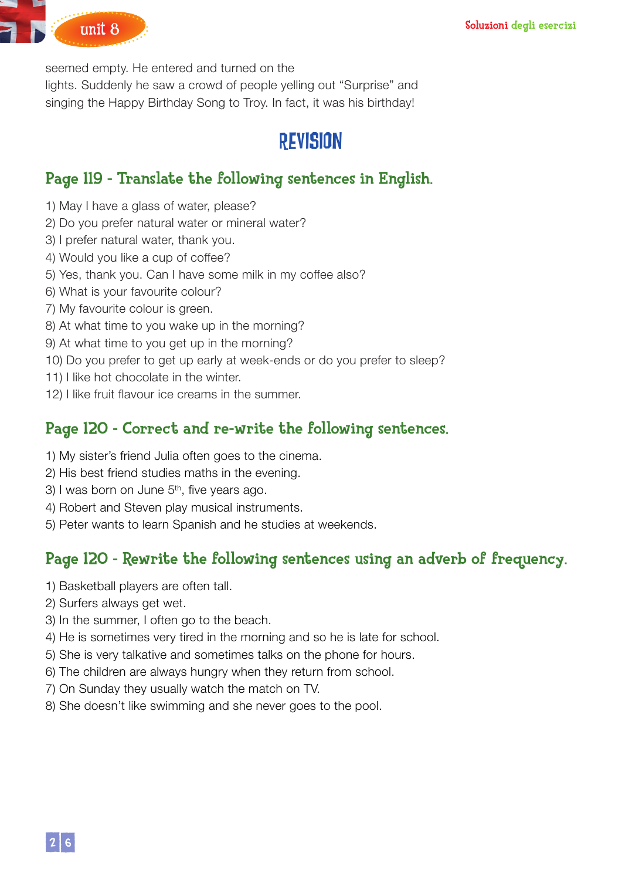seemed empty. He entered and turned on the lights. Suddenly he saw a crowd of people yelling out "Surprise" and singing the Happy Birthday Song to Troy. In fact, it was his birthday!

# REVISION

## Page 119 - Translate the following sentences in English.

1) May I have a glass of water, please?
2) Do you prefer natural water or mineral water?
3) I prefer natural water, thank you.
4) Would you like a cup of coffee?
5) Yes, thank you. Can I have some milk in my coffee also?
6) What is your favourite colour?
7) My favourite colour is green.
8) At what time to you wake up in the morning?
9) At what time to you get up in the morning?
10) Do you prefer to get up early at week-ends or do you prefer to sleep?
11) I like hot chocolate in the winter.
12) I like fruit flavour ice creams in the summer.

## Page 120 - Correct and re-write the following sentences.

1) My sister's friend Julia often goes to the cinema.
2) His best friend studies maths in the evening.
3) I was born on June 5th, five years ago.
4) Robert and Steven play musical instruments.
5) Peter wants to learn Spanish and he studies at weekends.

## Page 120 - Rewrite the following sentences using an adverb of frequency.

1) Basketball players are often tall.
2) Surfers always get wet.
3) In the summer, I often go to the beach.
4) He is sometimes very tired in the morning and so he is late for school.
5) She is very talkative and sometimes talks on the phone for hours.
6) The children are always hungry when they return from school.
7) On Sunday they usually watch the match on TV.
8) She doesn't like swimming and she never goes to the pool.